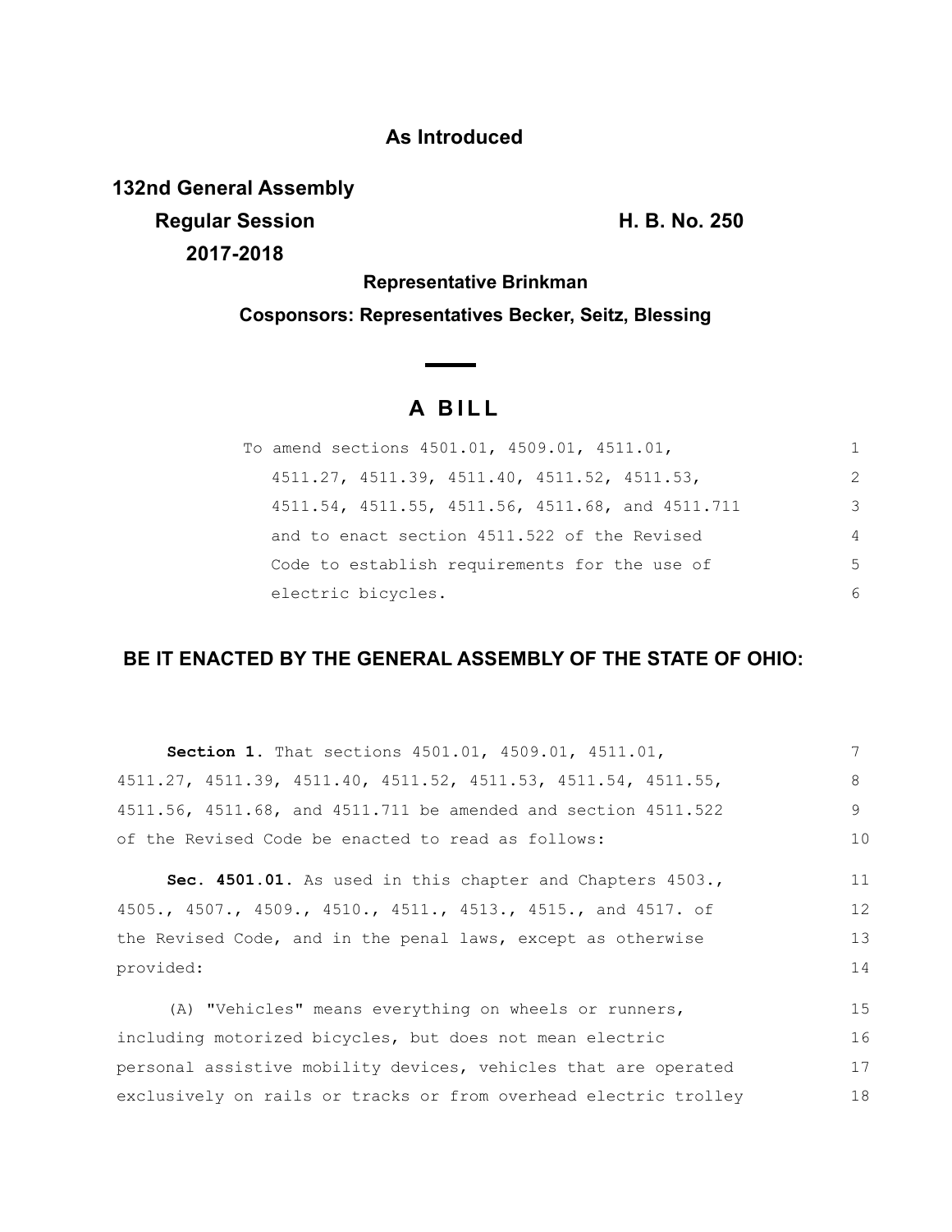**As Introduced**

**132nd General Assembly**
**Regular Session** **H. B. No. 250**
**2017-2018**

**Representative Brinkman**

**Cosponsors: Representatives Becker, Seitz, Blessing**

# A BILL

To amend sections 4501.01, 4509.01, 4511.01, 4511.27, 4511.39, 4511.40, 4511.52, 4511.53, 4511.54, 4511.55, 4511.56, 4511.68, and 4511.711 and to enact section 4511.522 of the Revised Code to establish requirements for the use of electric bicycles.

## BE IT ENACTED BY THE GENERAL ASSEMBLY OF THE STATE OF OHIO:

**Section 1.** That sections 4501.01, 4509.01, 4511.01, 4511.27, 4511.39, 4511.40, 4511.52, 4511.53, 4511.54, 4511.55, 4511.56, 4511.68, and 4511.711 be amended and section 4511.522 of the Revised Code be enacted to read as follows:

**Sec. 4501.01.** As used in this chapter and Chapters 4503., 4505., 4507., 4509., 4510., 4511., 4513., 4515., and 4517. of the Revised Code, and in the penal laws, except as otherwise provided:

(A) "Vehicles" means everything on wheels or runners, including motorized bicycles, but does not mean electric personal assistive mobility devices, vehicles that are operated exclusively on rails or tracks or from overhead electric trolley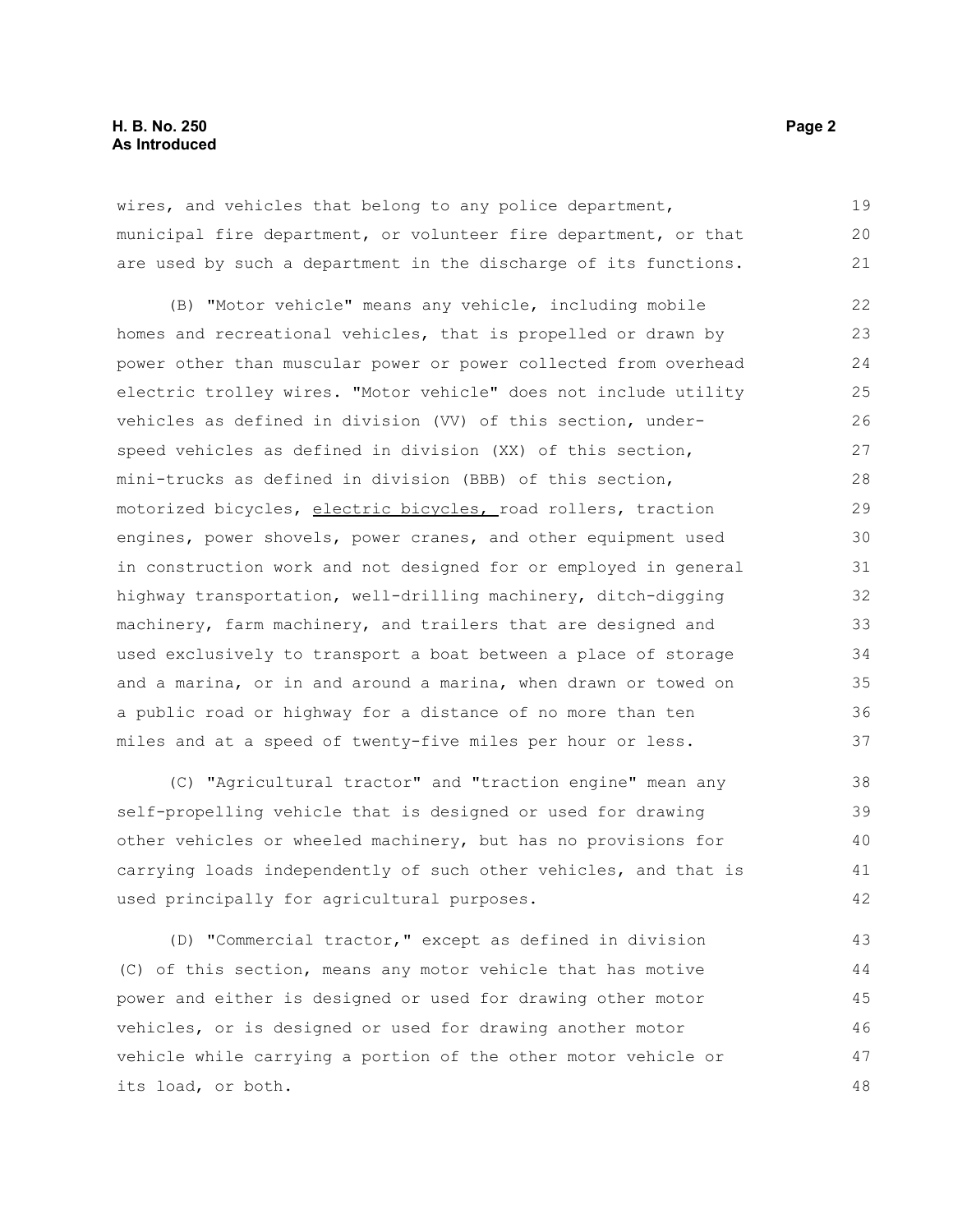wires, and vehicles that belong to any police department, municipal fire department, or volunteer fire department, or that are used by such a department in the discharge of its functions.

(B) "Motor vehicle" means any vehicle, including mobile homes and recreational vehicles, that is propelled or drawn by power other than muscular power or power collected from overhead electric trolley wires. "Motor vehicle" does not include utility vehicles as defined in division (VV) of this section, under-speed vehicles as defined in division (XX) of this section, mini-trucks as defined in division (BBB) of this section, motorized bicycles, electric bicycles, road rollers, traction engines, power shovels, power cranes, and other equipment used in construction work and not designed for or employed in general highway transportation, well-drilling machinery, ditch-digging machinery, farm machinery, and trailers that are designed and used exclusively to transport a boat between a place of storage and a marina, or in and around a marina, when drawn or towed on a public road or highway for a distance of no more than ten miles and at a speed of twenty-five miles per hour or less.

(C) "Agricultural tractor" and "traction engine" mean any self-propelling vehicle that is designed or used for drawing other vehicles or wheeled machinery, but has no provisions for carrying loads independently of such other vehicles, and that is used principally for agricultural purposes.

(D) "Commercial tractor," except as defined in division (C) of this section, means any motor vehicle that has motive power and either is designed or used for drawing other motor vehicles, or is designed or used for drawing another motor vehicle while carrying a portion of the other motor vehicle or its load, or both.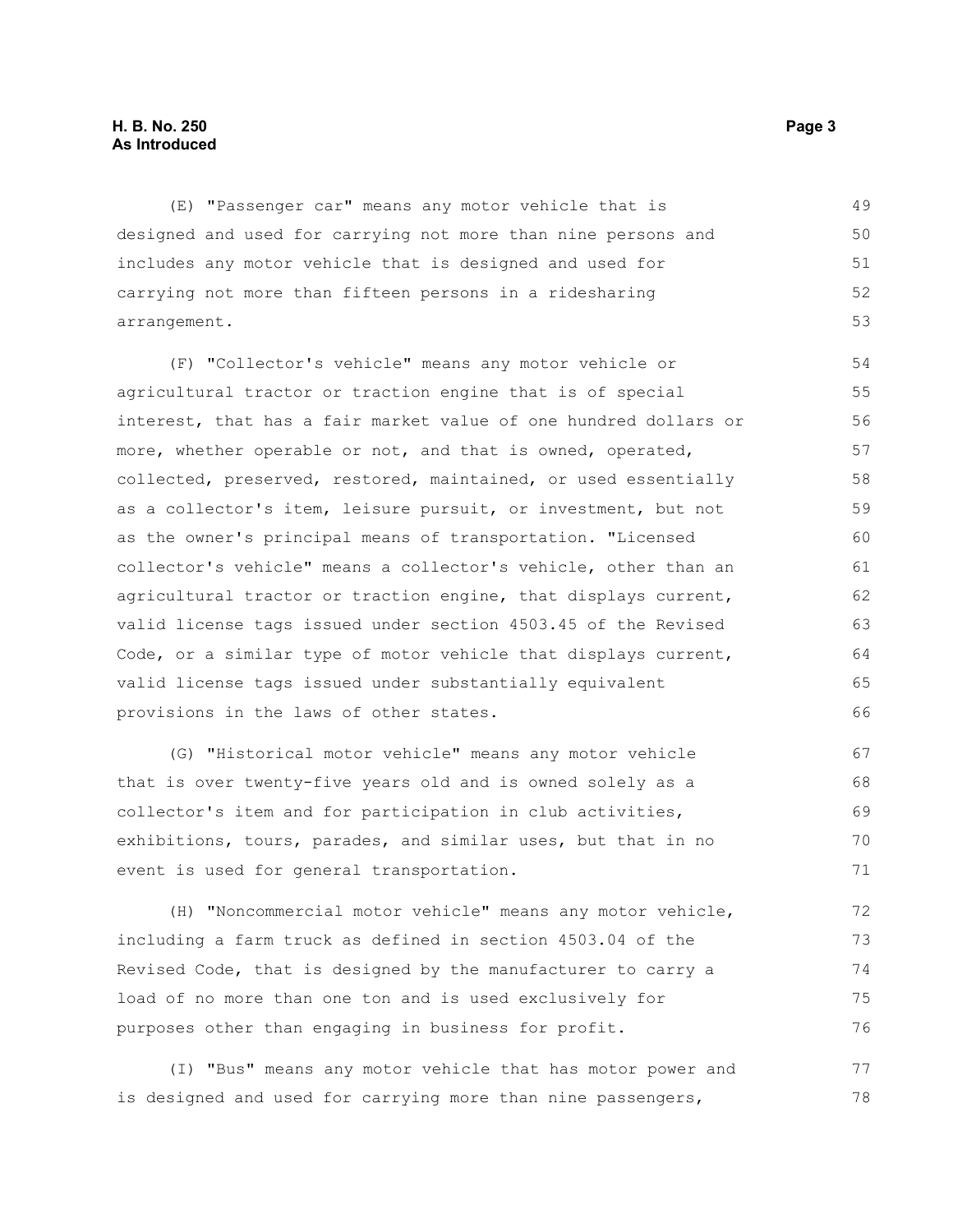(E) "Passenger car" means any motor vehicle that is designed and used for carrying not more than nine persons and includes any motor vehicle that is designed and used for carrying not more than fifteen persons in a ridesharing arrangement.

(F) "Collector's vehicle" means any motor vehicle or agricultural tractor or traction engine that is of special interest, that has a fair market value of one hundred dollars or more, whether operable or not, and that is owned, operated, collected, preserved, restored, maintained, or used essentially as a collector's item, leisure pursuit, or investment, but not as the owner's principal means of transportation. "Licensed collector's vehicle" means a collector's vehicle, other than an agricultural tractor or traction engine, that displays current, valid license tags issued under section 4503.45 of the Revised Code, or a similar type of motor vehicle that displays current, valid license tags issued under substantially equivalent provisions in the laws of other states.

(G) "Historical motor vehicle" means any motor vehicle that is over twenty-five years old and is owned solely as a collector's item and for participation in club activities, exhibitions, tours, parades, and similar uses, but that in no event is used for general transportation.

(H) "Noncommercial motor vehicle" means any motor vehicle, including a farm truck as defined in section 4503.04 of the Revised Code, that is designed by the manufacturer to carry a load of no more than one ton and is used exclusively for purposes other than engaging in business for profit.

(I) "Bus" means any motor vehicle that has motor power and is designed and used for carrying more than nine passengers,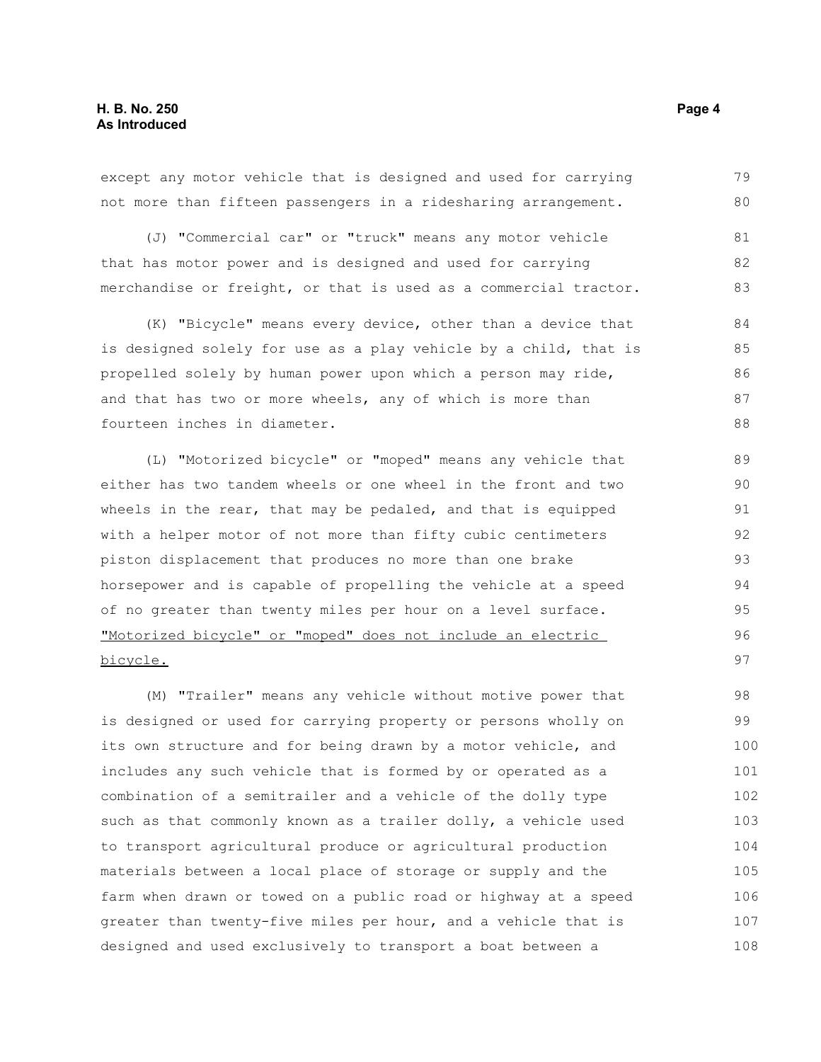except any motor vehicle that is designed and used for carrying not more than fifteen passengers in a ridesharing arrangement.

(J) "Commercial car" or "truck" means any motor vehicle that has motor power and is designed and used for carrying merchandise or freight, or that is used as a commercial tractor.

(K) "Bicycle" means every device, other than a device that is designed solely for use as a play vehicle by a child, that is propelled solely by human power upon which a person may ride, and that has two or more wheels, any of which is more than fourteen inches in diameter.

(L) "Motorized bicycle" or "moped" means any vehicle that either has two tandem wheels or one wheel in the front and two wheels in the rear, that may be pedaled, and that is equipped with a helper motor of not more than fifty cubic centimeters piston displacement that produces no more than one brake horsepower and is capable of propelling the vehicle at a speed of no greater than twenty miles per hour on a level surface. <u>"Motorized bicycle" or "moped" does not include an electric bicycle.</u>

(M) "Trailer" means any vehicle without motive power that is designed or used for carrying property or persons wholly on its own structure and for being drawn by a motor vehicle, and includes any such vehicle that is formed by or operated as a combination of a semitrailer and a vehicle of the dolly type such as that commonly known as a trailer dolly, a vehicle used to transport agricultural produce or agricultural production materials between a local place of storage or supply and the farm when drawn or towed on a public road or highway at a speed greater than twenty-five miles per hour, and a vehicle that is designed and used exclusively to transport a boat between a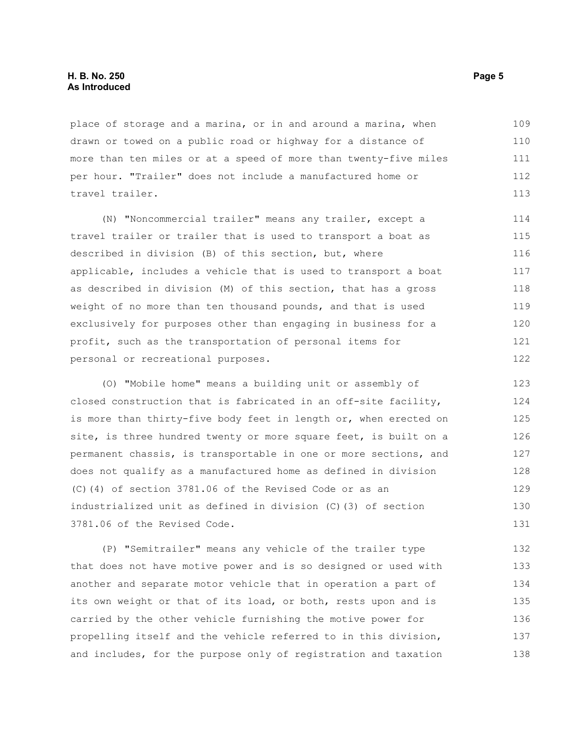place of storage and a marina, or in and around a marina, when drawn or towed on a public road or highway for a distance of more than ten miles or at a speed of more than twenty-five miles per hour. "Trailer" does not include a manufactured home or travel trailer.

(N) "Noncommercial trailer" means any trailer, except a travel trailer or trailer that is used to transport a boat as described in division (B) of this section, but, where applicable, includes a vehicle that is used to transport a boat as described in division (M) of this section, that has a gross weight of no more than ten thousand pounds, and that is used exclusively for purposes other than engaging in business for a profit, such as the transportation of personal items for personal or recreational purposes.

(O) "Mobile home" means a building unit or assembly of closed construction that is fabricated in an off-site facility, is more than thirty-five body feet in length or, when erected on site, is three hundred twenty or more square feet, is built on a permanent chassis, is transportable in one or more sections, and does not qualify as a manufactured home as defined in division (C)(4) of section 3781.06 of the Revised Code or as an industrialized unit as defined in division (C)(3) of section 3781.06 of the Revised Code.

(P) "Semitrailer" means any vehicle of the trailer type that does not have motive power and is so designed or used with another and separate motor vehicle that in operation a part of its own weight or that of its load, or both, rests upon and is carried by the other vehicle furnishing the motive power for propelling itself and the vehicle referred to in this division, and includes, for the purpose only of registration and taxation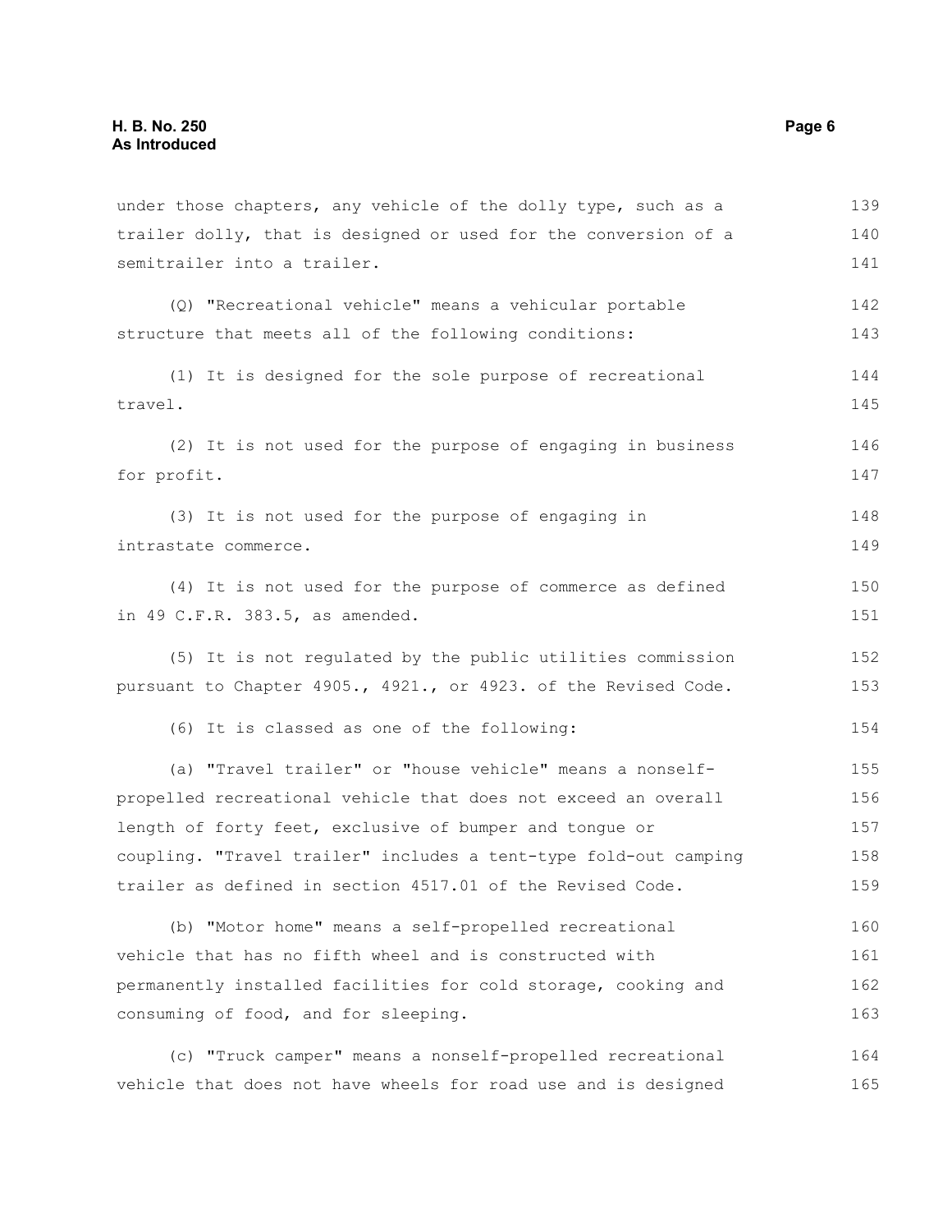under those chapters, any vehicle of the dolly type, such as a trailer dolly, that is designed or used for the conversion of a semitrailer into a trailer.

(Q) "Recreational vehicle" means a vehicular portable structure that meets all of the following conditions:

(1) It is designed for the sole purpose of recreational travel.

(2) It is not used for the purpose of engaging in business for profit.

(3) It is not used for the purpose of engaging in intrastate commerce.

(4) It is not used for the purpose of commerce as defined in 49 C.F.R. 383.5, as amended.

(5) It is not regulated by the public utilities commission pursuant to Chapter 4905., 4921., or 4923. of the Revised Code.

(6) It is classed as one of the following:

(a) "Travel trailer" or "house vehicle" means a nonself-propelled recreational vehicle that does not exceed an overall length of forty feet, exclusive of bumper and tongue or coupling. "Travel trailer" includes a tent-type fold-out camping trailer as defined in section 4517.01 of the Revised Code.

(b) "Motor home" means a self-propelled recreational vehicle that has no fifth wheel and is constructed with permanently installed facilities for cold storage, cooking and consuming of food, and for sleeping.

(c) "Truck camper" means a nonself-propelled recreational vehicle that does not have wheels for road use and is designed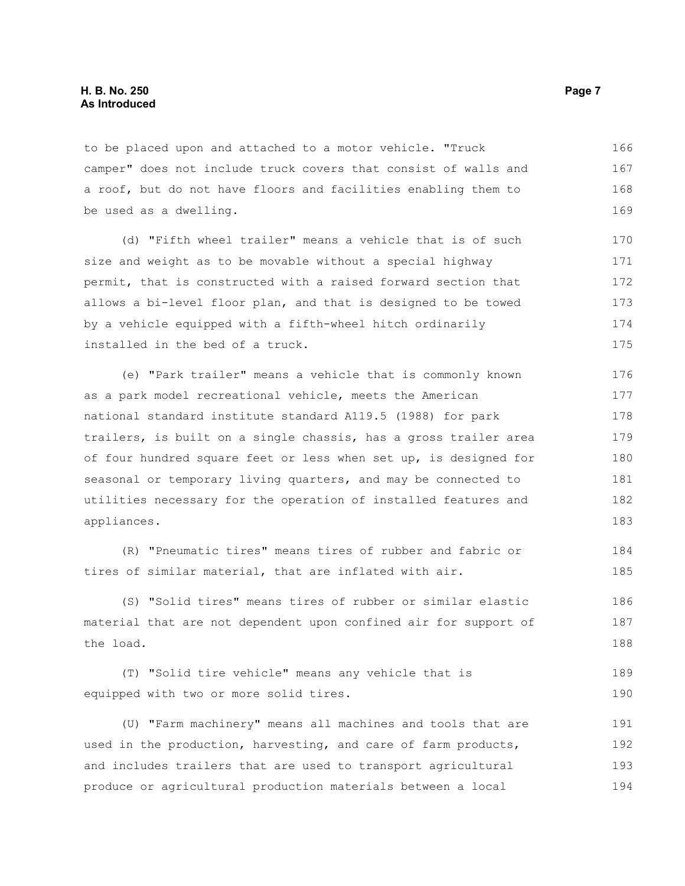to be placed upon and attached to a motor vehicle. "Truck camper" does not include truck covers that consist of walls and a roof, but do not have floors and facilities enabling them to be used as a dwelling.

(d) "Fifth wheel trailer" means a vehicle that is of such size and weight as to be movable without a special highway permit, that is constructed with a raised forward section that allows a bi-level floor plan, and that is designed to be towed by a vehicle equipped with a fifth-wheel hitch ordinarily installed in the bed of a truck.

(e) "Park trailer" means a vehicle that is commonly known as a park model recreational vehicle, meets the American national standard institute standard A119.5 (1988) for park trailers, is built on a single chassis, has a gross trailer area of four hundred square feet or less when set up, is designed for seasonal or temporary living quarters, and may be connected to utilities necessary for the operation of installed features and appliances.

(R) "Pneumatic tires" means tires of rubber and fabric or tires of similar material, that are inflated with air.

(S) "Solid tires" means tires of rubber or similar elastic material that are not dependent upon confined air for support of the load.

(T) "Solid tire vehicle" means any vehicle that is equipped with two or more solid tires.

(U) "Farm machinery" means all machines and tools that are used in the production, harvesting, and care of farm products, and includes trailers that are used to transport agricultural produce or agricultural production materials between a local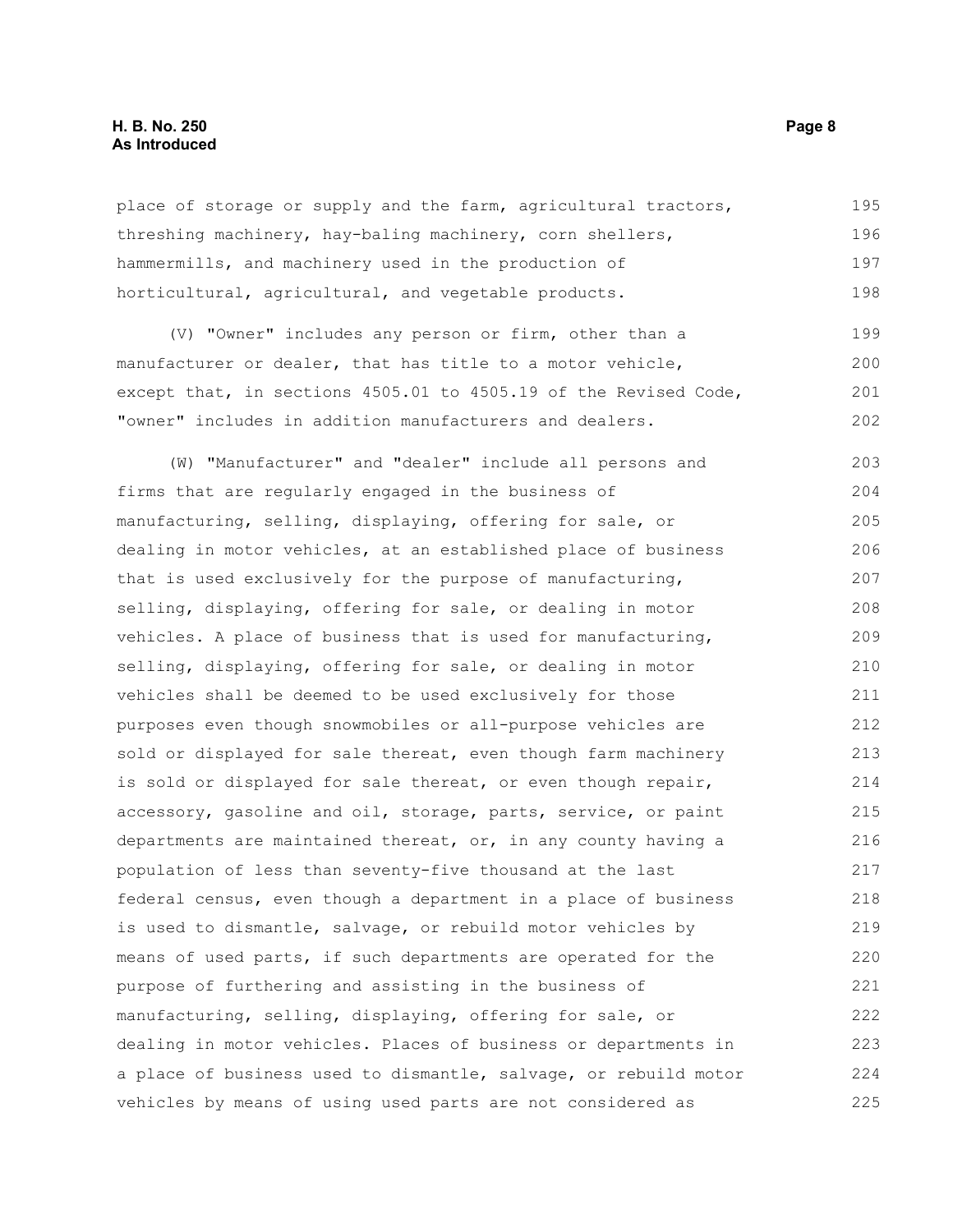place of storage or supply and the farm, agricultural tractors, threshing machinery, hay-baling machinery, corn shellers, hammermills, and machinery used in the production of horticultural, agricultural, and vegetable products.

(V) "Owner" includes any person or firm, other than a manufacturer or dealer, that has title to a motor vehicle, except that, in sections 4505.01 to 4505.19 of the Revised Code, "owner" includes in addition manufacturers and dealers.

(W) "Manufacturer" and "dealer" include all persons and firms that are regularly engaged in the business of manufacturing, selling, displaying, offering for sale, or dealing in motor vehicles, at an established place of business that is used exclusively for the purpose of manufacturing, selling, displaying, offering for sale, or dealing in motor vehicles. A place of business that is used for manufacturing, selling, displaying, offering for sale, or dealing in motor vehicles shall be deemed to be used exclusively for those purposes even though snowmobiles or all-purpose vehicles are sold or displayed for sale thereat, even though farm machinery is sold or displayed for sale thereat, or even though repair, accessory, gasoline and oil, storage, parts, service, or paint departments are maintained thereat, or, in any county having a population of less than seventy-five thousand at the last federal census, even though a department in a place of business is used to dismantle, salvage, or rebuild motor vehicles by means of used parts, if such departments are operated for the purpose of furthering and assisting in the business of manufacturing, selling, displaying, offering for sale, or dealing in motor vehicles. Places of business or departments in a place of business used to dismantle, salvage, or rebuild motor vehicles by means of using used parts are not considered as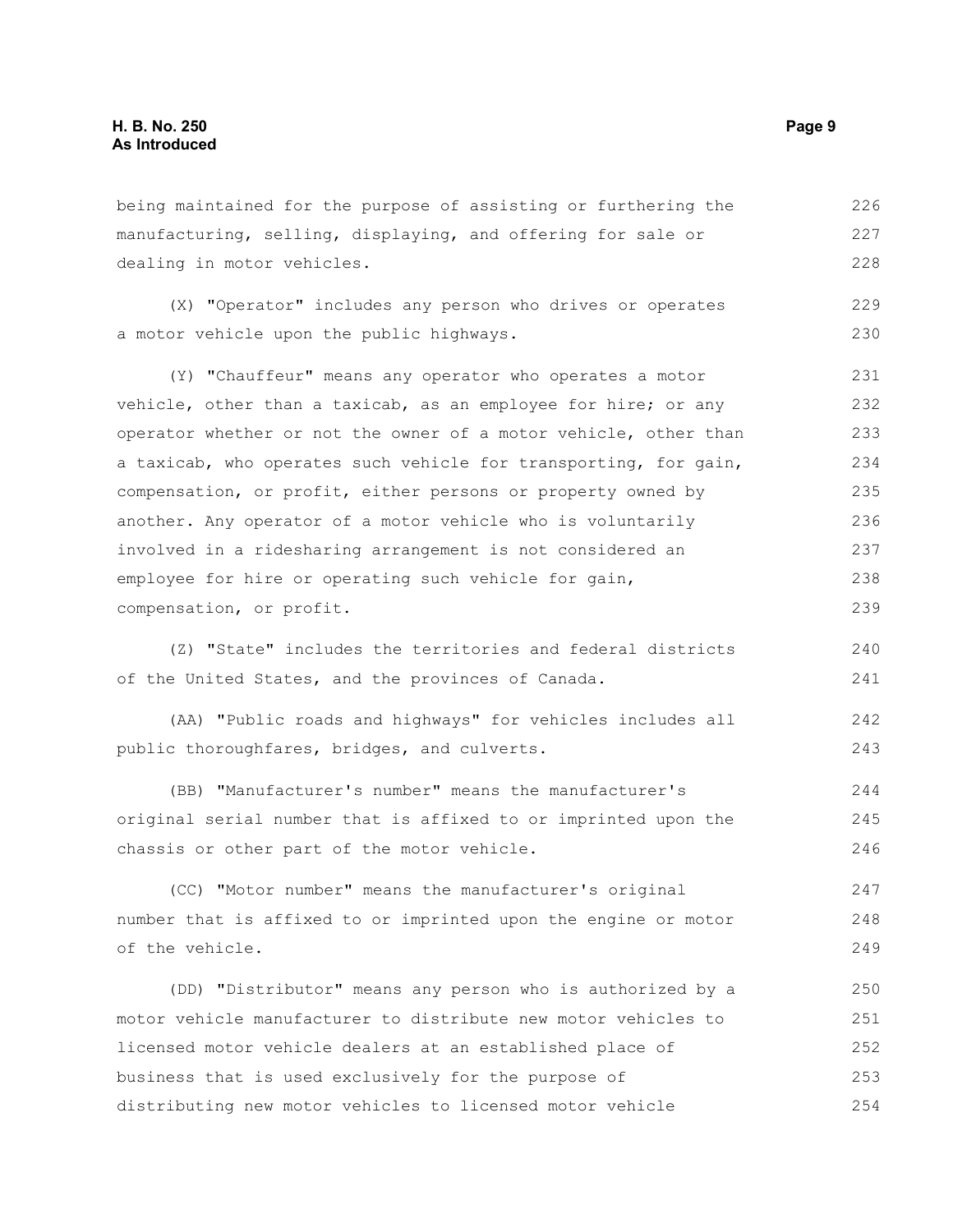being maintained for the purpose of assisting or furthering the manufacturing, selling, displaying, and offering for sale or dealing in motor vehicles.

(X) "Operator" includes any person who drives or operates a motor vehicle upon the public highways.

(Y) "Chauffeur" means any operator who operates a motor vehicle, other than a taxicab, as an employee for hire; or any operator whether or not the owner of a motor vehicle, other than a taxicab, who operates such vehicle for transporting, for gain, compensation, or profit, either persons or property owned by another. Any operator of a motor vehicle who is voluntarily involved in a ridesharing arrangement is not considered an employee for hire or operating such vehicle for gain, compensation, or profit.

(Z) "State" includes the territories and federal districts of the United States, and the provinces of Canada.

(AA) "Public roads and highways" for vehicles includes all public thoroughfares, bridges, and culverts.

(BB) "Manufacturer's number" means the manufacturer's original serial number that is affixed to or imprinted upon the chassis or other part of the motor vehicle.

(CC) "Motor number" means the manufacturer's original number that is affixed to or imprinted upon the engine or motor of the vehicle.

(DD) "Distributor" means any person who is authorized by a motor vehicle manufacturer to distribute new motor vehicles to licensed motor vehicle dealers at an established place of business that is used exclusively for the purpose of distributing new motor vehicles to licensed motor vehicle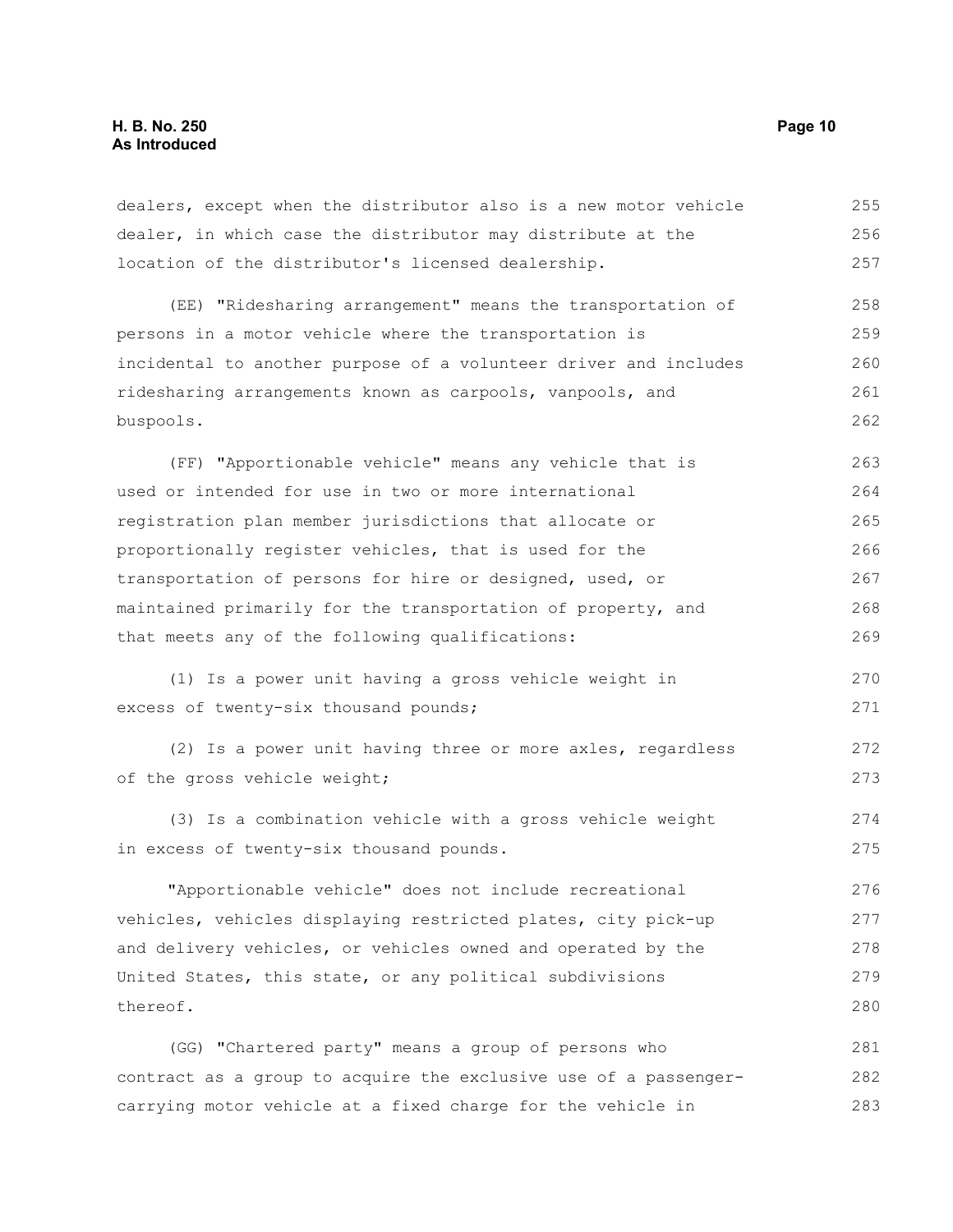dealers, except when the distributor also is a new motor vehicle dealer, in which case the distributor may distribute at the location of the distributor's licensed dealership.

(EE) "Ridesharing arrangement" means the transportation of persons in a motor vehicle where the transportation is incidental to another purpose of a volunteer driver and includes ridesharing arrangements known as carpools, vanpools, and buspools.

(FF) "Apportionable vehicle" means any vehicle that is used or intended for use in two or more international registration plan member jurisdictions that allocate or proportionally register vehicles, that is used for the transportation of persons for hire or designed, used, or maintained primarily for the transportation of property, and that meets any of the following qualifications:

(1) Is a power unit having a gross vehicle weight in excess of twenty-six thousand pounds;

(2) Is a power unit having three or more axles, regardless of the gross vehicle weight;

(3) Is a combination vehicle with a gross vehicle weight in excess of twenty-six thousand pounds.

"Apportionable vehicle" does not include recreational vehicles, vehicles displaying restricted plates, city pick-up and delivery vehicles, or vehicles owned and operated by the United States, this state, or any political subdivisions thereof.

(GG) "Chartered party" means a group of persons who contract as a group to acquire the exclusive use of a passenger-carrying motor vehicle at a fixed charge for the vehicle in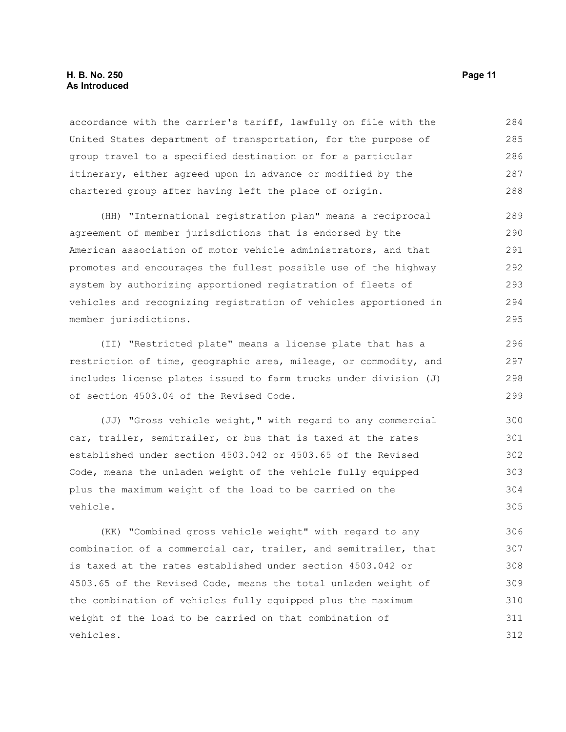accordance with the carrier's tariff, lawfully on file with the United States department of transportation, for the purpose of group travel to a specified destination or for a particular itinerary, either agreed upon in advance or modified by the chartered group after having left the place of origin.

(HH) "International registration plan" means a reciprocal agreement of member jurisdictions that is endorsed by the American association of motor vehicle administrators, and that promotes and encourages the fullest possible use of the highway system by authorizing apportioned registration of fleets of vehicles and recognizing registration of vehicles apportioned in member jurisdictions.

(II) "Restricted plate" means a license plate that has a restriction of time, geographic area, mileage, or commodity, and includes license plates issued to farm trucks under division (J) of section 4503.04 of the Revised Code.

(JJ) "Gross vehicle weight," with regard to any commercial car, trailer, semitrailer, or bus that is taxed at the rates established under section 4503.042 or 4503.65 of the Revised Code, means the unladen weight of the vehicle fully equipped plus the maximum weight of the load to be carried on the vehicle.

(KK) "Combined gross vehicle weight" with regard to any combination of a commercial car, trailer, and semitrailer, that is taxed at the rates established under section 4503.042 or 4503.65 of the Revised Code, means the total unladen weight of the combination of vehicles fully equipped plus the maximum weight of the load to be carried on that combination of vehicles.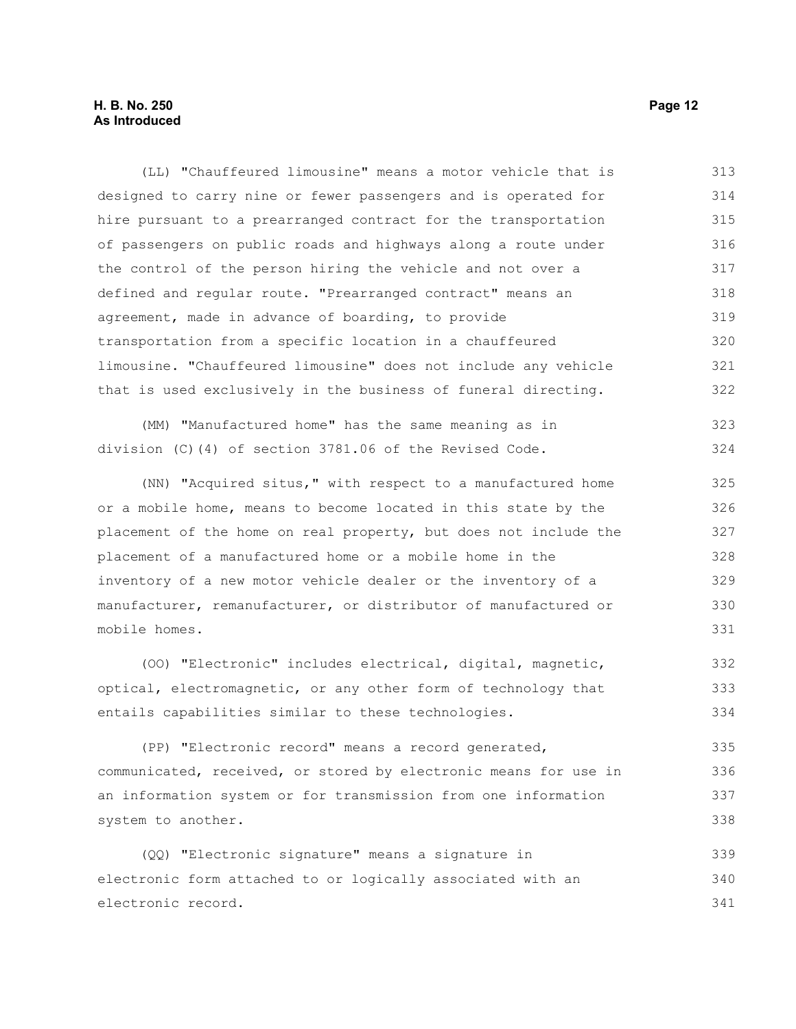(LL) "Chauffeured limousine" means a motor vehicle that is designed to carry nine or fewer passengers and is operated for hire pursuant to a prearranged contract for the transportation of passengers on public roads and highways along a route under the control of the person hiring the vehicle and not over a defined and regular route. "Prearranged contract" means an agreement, made in advance of boarding, to provide transportation from a specific location in a chauffeured limousine. "Chauffeured limousine" does not include any vehicle that is used exclusively in the business of funeral directing.

(MM) "Manufactured home" has the same meaning as in division (C)(4) of section 3781.06 of the Revised Code.

(NN) "Acquired situs," with respect to a manufactured home or a mobile home, means to become located in this state by the placement of the home on real property, but does not include the placement of a manufactured home or a mobile home in the inventory of a new motor vehicle dealer or the inventory of a manufacturer, remanufacturer, or distributor of manufactured or mobile homes.

(OO) "Electronic" includes electrical, digital, magnetic, optical, electromagnetic, or any other form of technology that entails capabilities similar to these technologies.

(PP) "Electronic record" means a record generated, communicated, received, or stored by electronic means for use in an information system or for transmission from one information system to another.

(QQ) "Electronic signature" means a signature in electronic form attached to or logically associated with an electronic record.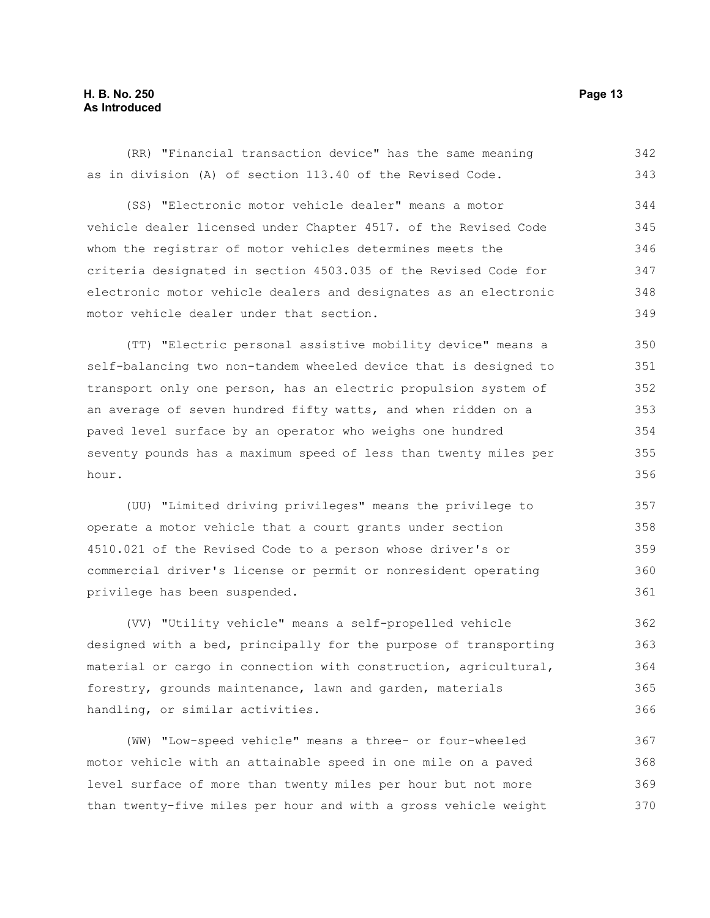(RR) "Financial transaction device" has the same meaning as in division (A) of section 113.40 of the Revised Code.

(SS) "Electronic motor vehicle dealer" means a motor vehicle dealer licensed under Chapter 4517. of the Revised Code whom the registrar of motor vehicles determines meets the criteria designated in section 4503.035 of the Revised Code for electronic motor vehicle dealers and designates as an electronic motor vehicle dealer under that section.

(TT) "Electric personal assistive mobility device" means a self-balancing two non-tandem wheeled device that is designed to transport only one person, has an electric propulsion system of an average of seven hundred fifty watts, and when ridden on a paved level surface by an operator who weighs one hundred seventy pounds has a maximum speed of less than twenty miles per hour.

(UU) "Limited driving privileges" means the privilege to operate a motor vehicle that a court grants under section 4510.021 of the Revised Code to a person whose driver's or commercial driver's license or permit or nonresident operating privilege has been suspended.

(VV) "Utility vehicle" means a self-propelled vehicle designed with a bed, principally for the purpose of transporting material or cargo in connection with construction, agricultural, forestry, grounds maintenance, lawn and garden, materials handling, or similar activities.

(WW) "Low-speed vehicle" means a three- or four-wheeled motor vehicle with an attainable speed in one mile on a paved level surface of more than twenty miles per hour but not more than twenty-five miles per hour and with a gross vehicle weight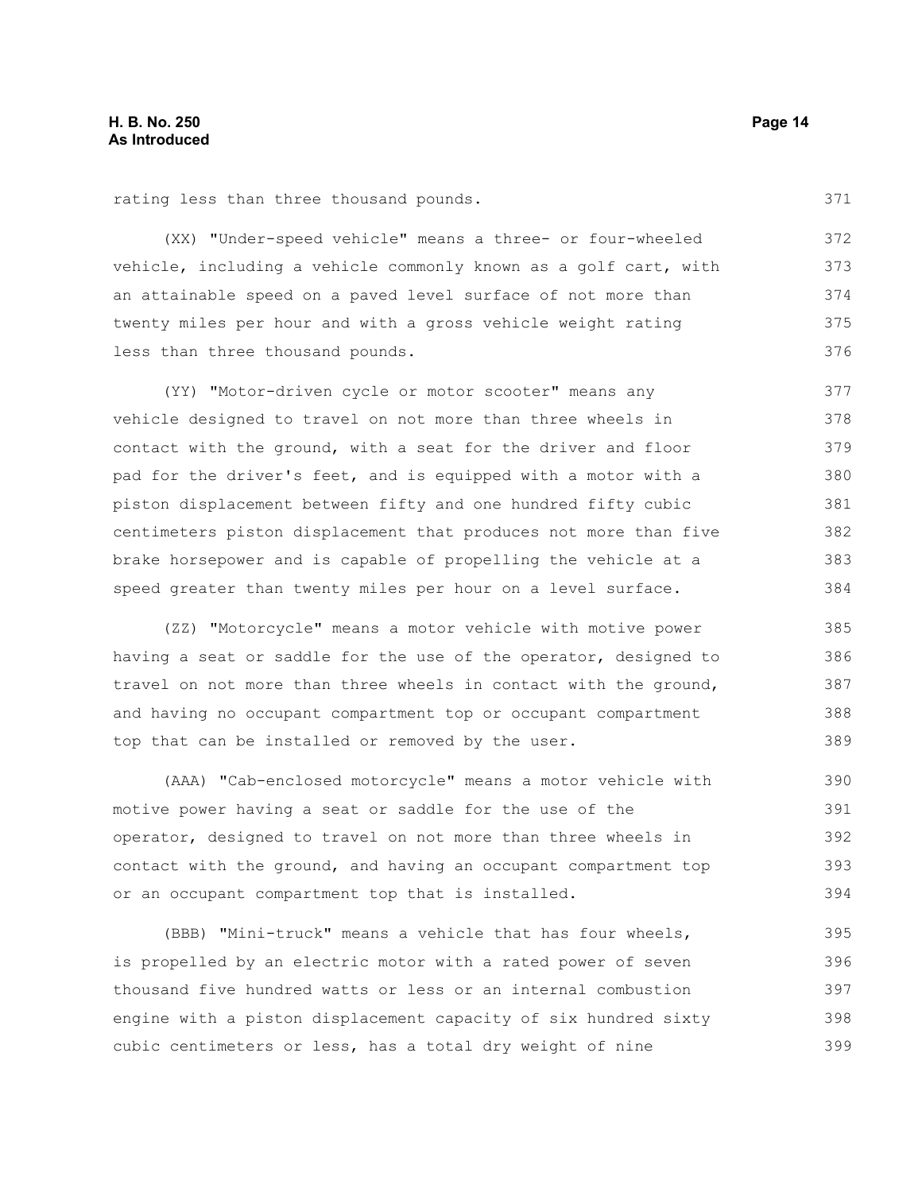rating less than three thousand pounds.

(XX) "Under-speed vehicle" means a three- or four-wheeled vehicle, including a vehicle commonly known as a golf cart, with an attainable speed on a paved level surface of not more than twenty miles per hour and with a gross vehicle weight rating less than three thousand pounds.

(YY) "Motor-driven cycle or motor scooter" means any vehicle designed to travel on not more than three wheels in contact with the ground, with a seat for the driver and floor pad for the driver's feet, and is equipped with a motor with a piston displacement between fifty and one hundred fifty cubic centimeters piston displacement that produces not more than five brake horsepower and is capable of propelling the vehicle at a speed greater than twenty miles per hour on a level surface.

(ZZ) "Motorcycle" means a motor vehicle with motive power having a seat or saddle for the use of the operator, designed to travel on not more than three wheels in contact with the ground, and having no occupant compartment top or occupant compartment top that can be installed or removed by the user.

(AAA) "Cab-enclosed motorcycle" means a motor vehicle with motive power having a seat or saddle for the use of the operator, designed to travel on not more than three wheels in contact with the ground, and having an occupant compartment top or an occupant compartment top that is installed.

(BBB) "Mini-truck" means a vehicle that has four wheels, is propelled by an electric motor with a rated power of seven thousand five hundred watts or less or an internal combustion engine with a piston displacement capacity of six hundred sixty cubic centimeters or less, has a total dry weight of nine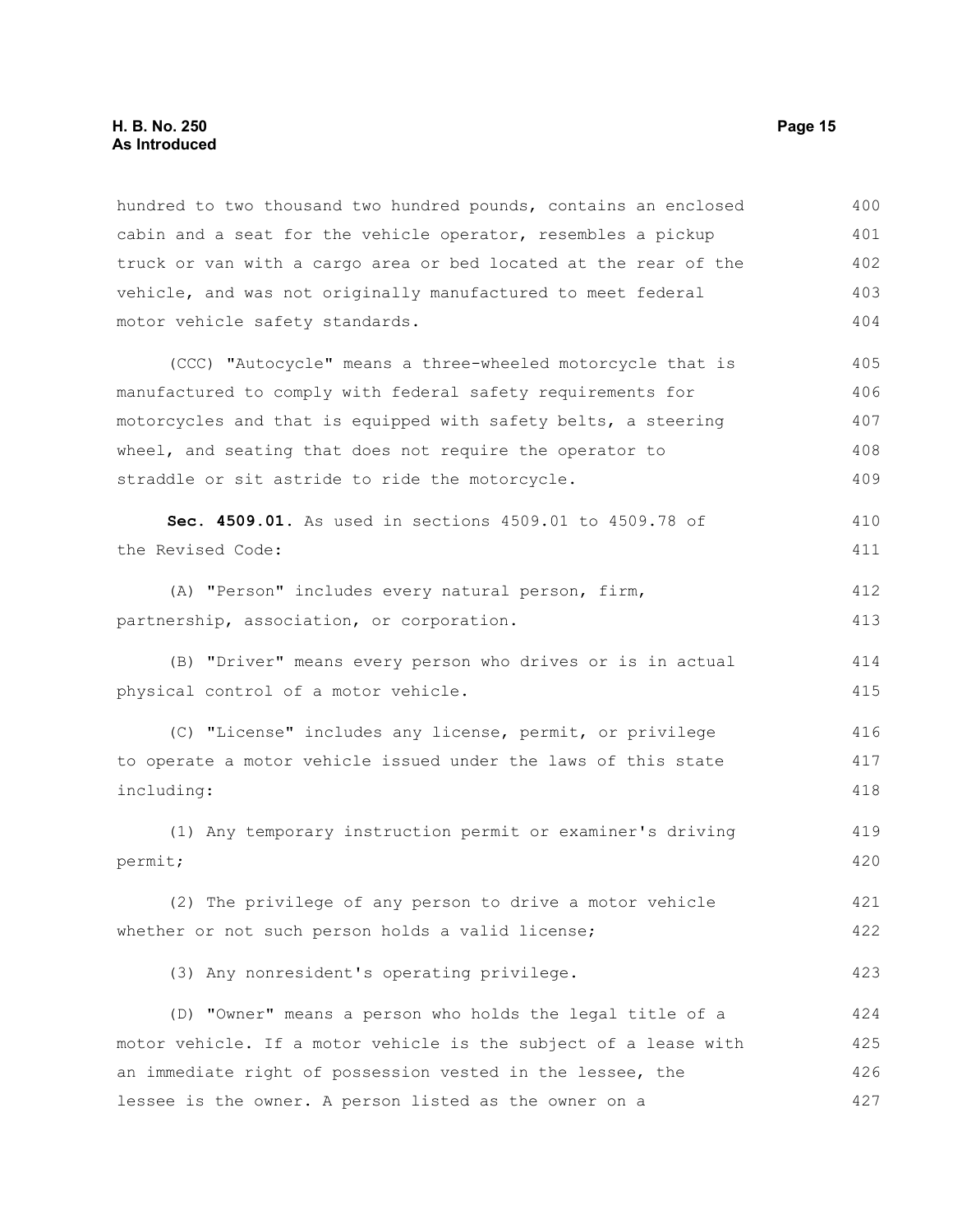hundred to two thousand two hundred pounds, contains an enclosed cabin and a seat for the vehicle operator, resembles a pickup truck or van with a cargo area or bed located at the rear of the vehicle, and was not originally manufactured to meet federal motor vehicle safety standards.

(CCC) "Autocycle" means a three-wheeled motorcycle that is manufactured to comply with federal safety requirements for motorcycles and that is equipped with safety belts, a steering wheel, and seating that does not require the operator to straddle or sit astride to ride the motorcycle.

**Sec. 4509.01.** As used in sections 4509.01 to 4509.78 of the Revised Code:

(A) "Person" includes every natural person, firm, partnership, association, or corporation.

(B) "Driver" means every person who drives or is in actual physical control of a motor vehicle.

(C) "License" includes any license, permit, or privilege to operate a motor vehicle issued under the laws of this state including:

(1) Any temporary instruction permit or examiner's driving permit;

(2) The privilege of any person to drive a motor vehicle whether or not such person holds a valid license;

(3) Any nonresident's operating privilege.

(D) "Owner" means a person who holds the legal title of a motor vehicle. If a motor vehicle is the subject of a lease with an immediate right of possession vested in the lessee, the lessee is the owner. A person listed as the owner on a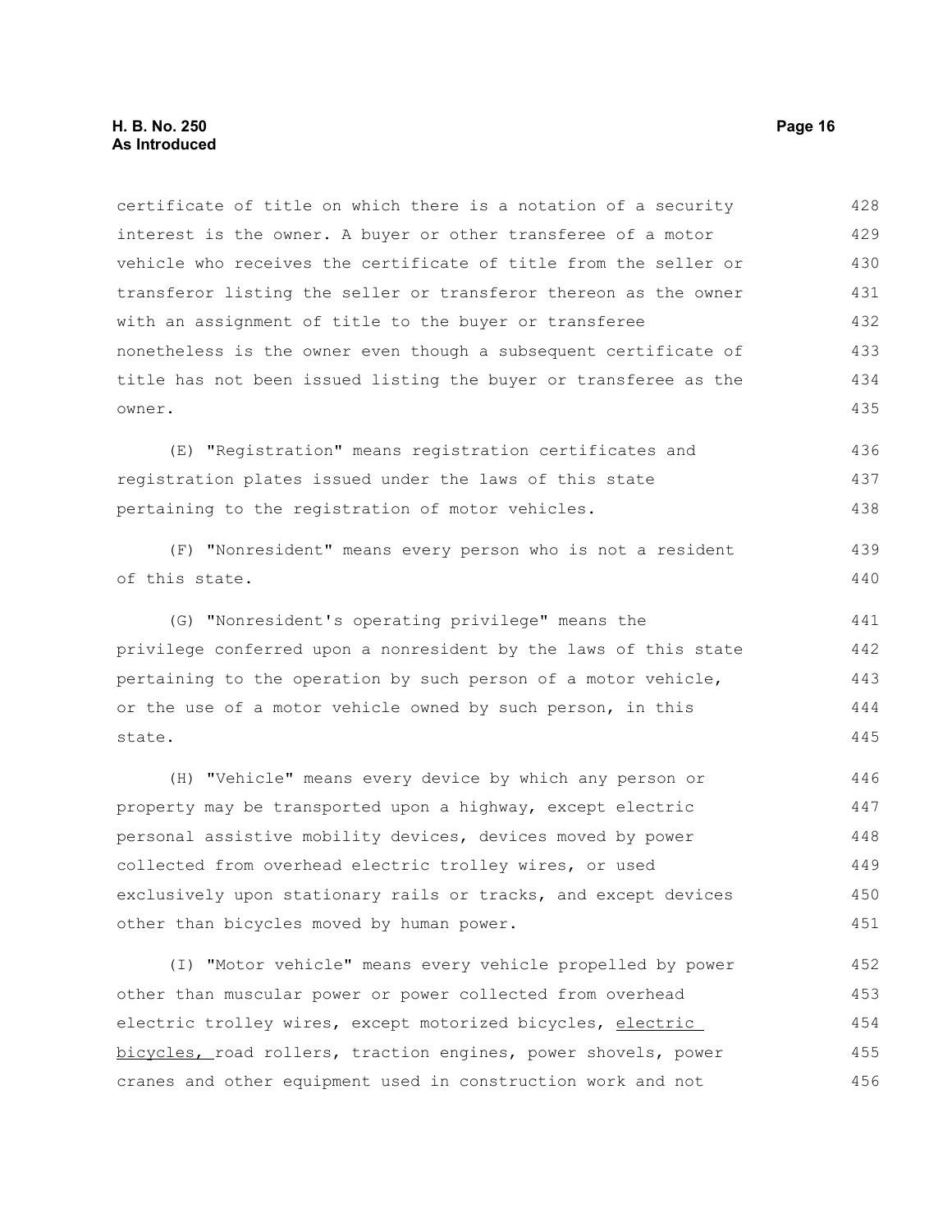certificate of title on which there is a notation of a security interest is the owner. A buyer or other transferee of a motor vehicle who receives the certificate of title from the seller or transferor listing the seller or transferor thereon as the owner with an assignment of title to the buyer or transferee nonetheless is the owner even though a subsequent certificate of title has not been issued listing the buyer or transferee as the owner.

(E) "Registration" means registration certificates and registration plates issued under the laws of this state pertaining to the registration of motor vehicles.

(F) "Nonresident" means every person who is not a resident of this state.

(G) "Nonresident's operating privilege" means the privilege conferred upon a nonresident by the laws of this state pertaining to the operation by such person of a motor vehicle, or the use of a motor vehicle owned by such person, in this state.

(H) "Vehicle" means every device by which any person or property may be transported upon a highway, except electric personal assistive mobility devices, devices moved by power collected from overhead electric trolley wires, or used exclusively upon stationary rails or tracks, and except devices other than bicycles moved by human power.

(I) "Motor vehicle" means every vehicle propelled by power other than muscular power or power collected from overhead electric trolley wires, except motorized bicycles, <u>electric bicycles,</u> road rollers, traction engines, power shovels, power cranes and other equipment used in construction work and not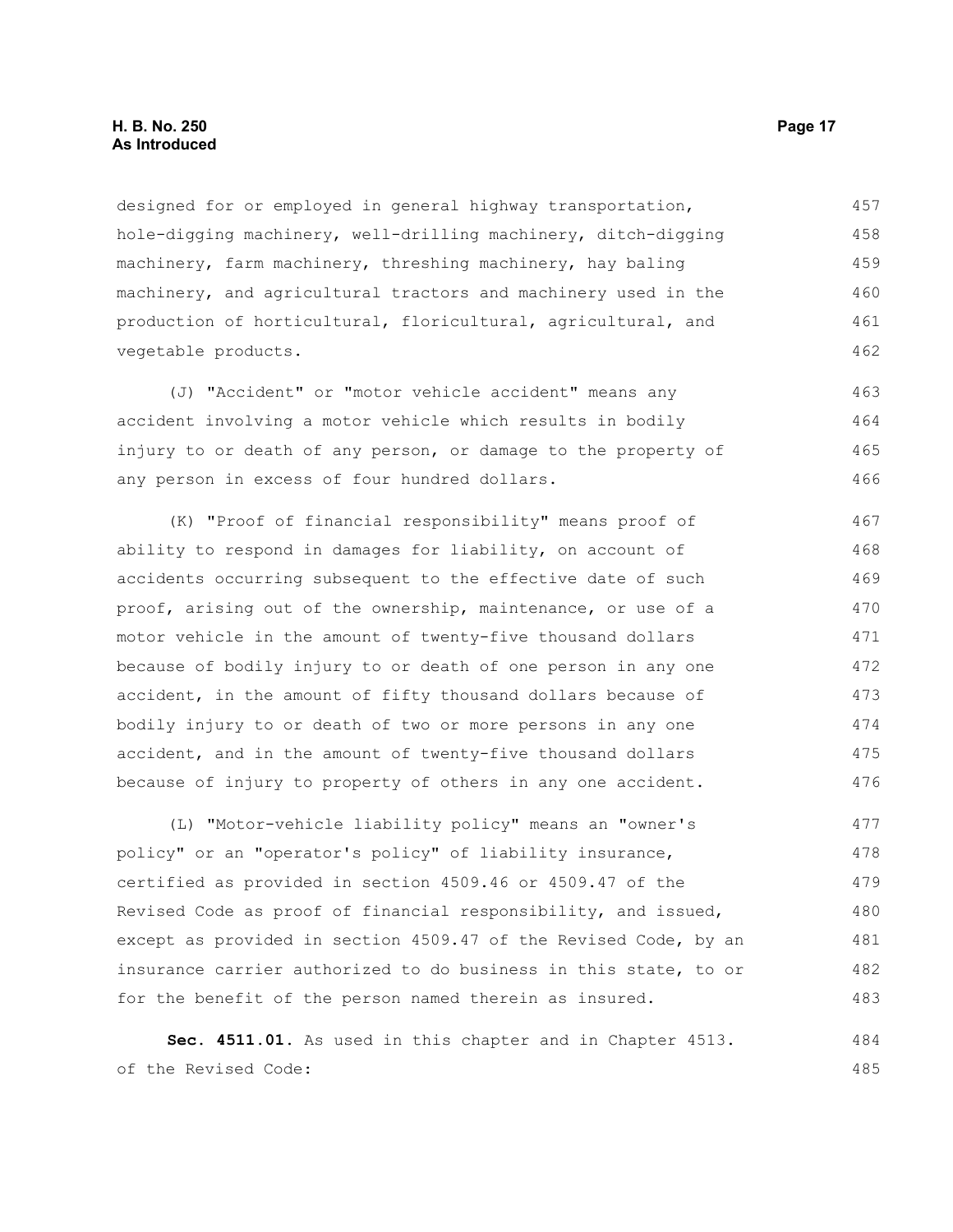designed for or employed in general highway transportation, hole-digging machinery, well-drilling machinery, ditch-digging machinery, farm machinery, threshing machinery, hay baling machinery, and agricultural tractors and machinery used in the production of horticultural, floricultural, agricultural, and vegetable products.

(J) "Accident" or "motor vehicle accident" means any accident involving a motor vehicle which results in bodily injury to or death of any person, or damage to the property of any person in excess of four hundred dollars.

(K) "Proof of financial responsibility" means proof of ability to respond in damages for liability, on account of accidents occurring subsequent to the effective date of such proof, arising out of the ownership, maintenance, or use of a motor vehicle in the amount of twenty-five thousand dollars because of bodily injury to or death of one person in any one accident, in the amount of fifty thousand dollars because of bodily injury to or death of two or more persons in any one accident, and in the amount of twenty-five thousand dollars because of injury to property of others in any one accident.

(L) "Motor-vehicle liability policy" means an "owner's policy" or an "operator's policy" of liability insurance, certified as provided in section 4509.46 or 4509.47 of the Revised Code as proof of financial responsibility, and issued, except as provided in section 4509.47 of the Revised Code, by an insurance carrier authorized to do business in this state, to or for the benefit of the person named therein as insured.

**Sec. 4511.01.** As used in this chapter and in Chapter 4513. of the Revised Code: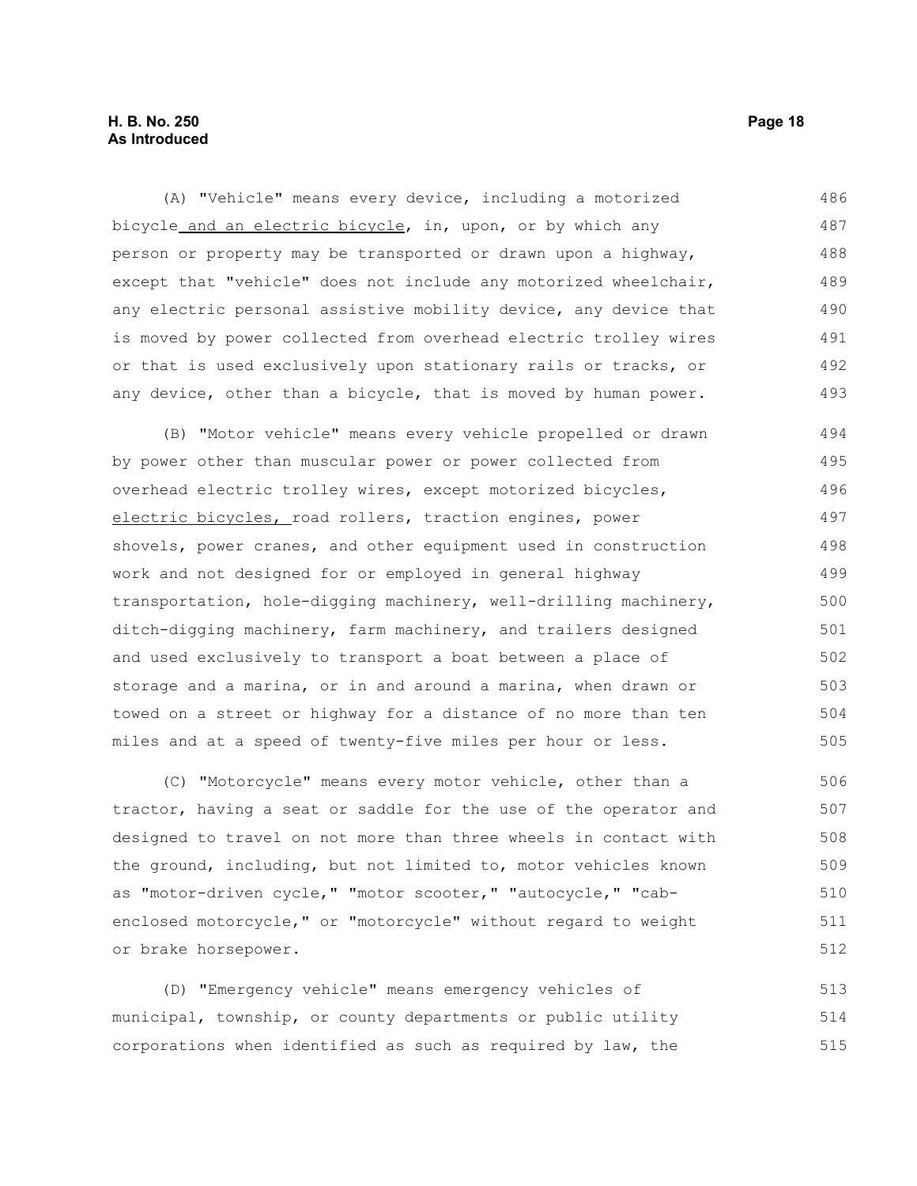(A) "Vehicle" means every device, including a motorized bicycle and an electric bicycle, in, upon, or by which any person or property may be transported or drawn upon a highway, except that "vehicle" does not include any motorized wheelchair, any electric personal assistive mobility device, any device that is moved by power collected from overhead electric trolley wires or that is used exclusively upon stationary rails or tracks, or any device, other than a bicycle, that is moved by human power.

(B) "Motor vehicle" means every vehicle propelled or drawn by power other than muscular power or power collected from overhead electric trolley wires, except motorized bicycles, electric bicycles, road rollers, traction engines, power shovels, power cranes, and other equipment used in construction work and not designed for or employed in general highway transportation, hole-digging machinery, well-drilling machinery, ditch-digging machinery, farm machinery, and trailers designed and used exclusively to transport a boat between a place of storage and a marina, or in and around a marina, when drawn or towed on a street or highway for a distance of no more than ten miles and at a speed of twenty-five miles per hour or less.

(C) "Motorcycle" means every motor vehicle, other than a tractor, having a seat or saddle for the use of the operator and designed to travel on not more than three wheels in contact with the ground, including, but not limited to, motor vehicles known as "motor-driven cycle," "motor scooter," "autocycle," "cab-enclosed motorcycle," or "motorcycle" without regard to weight or brake horsepower.

(D) "Emergency vehicle" means emergency vehicles of municipal, township, or county departments or public utility corporations when identified as such as required by law, the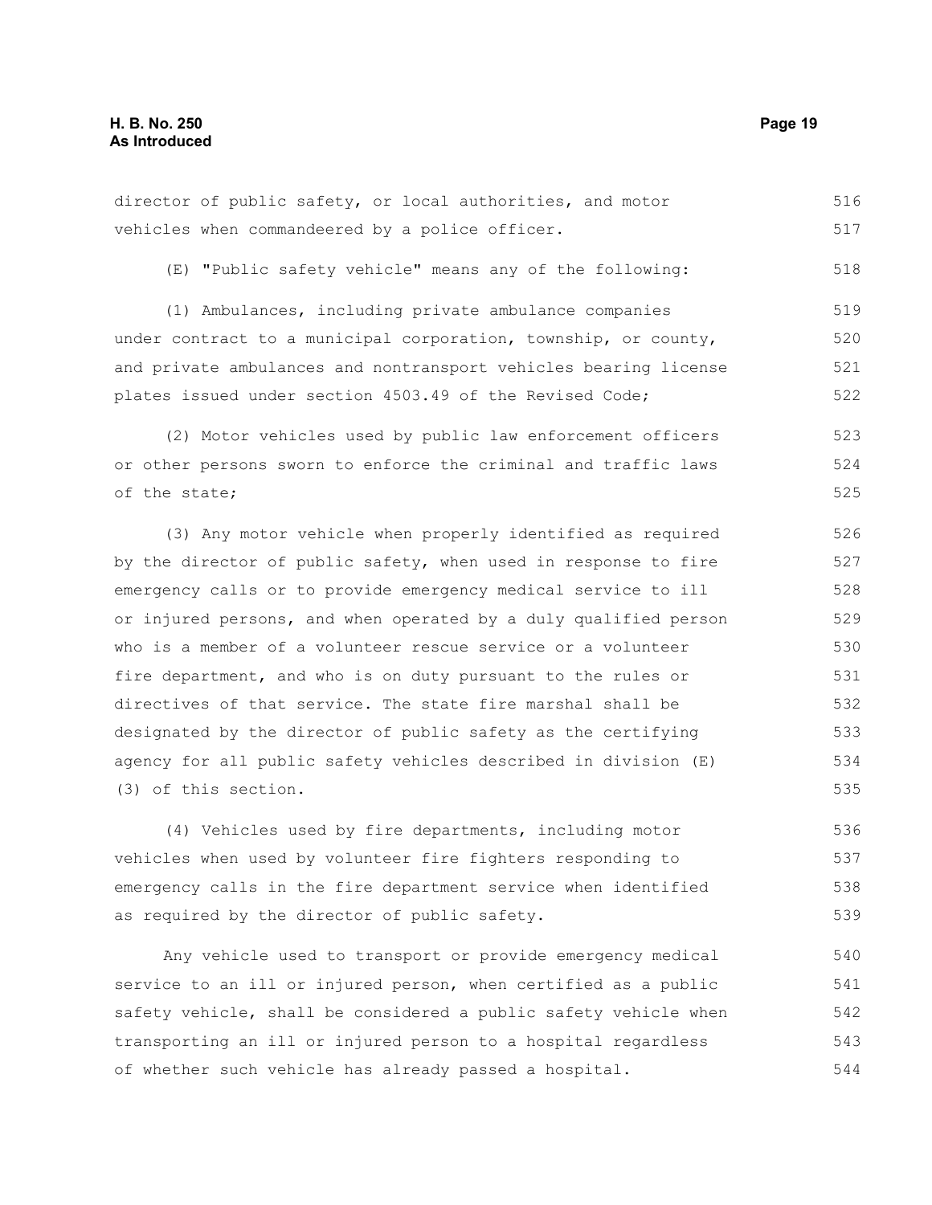director of public safety, or local authorities, and motor vehicles when commandeered by a police officer.

(E) "Public safety vehicle" means any of the following:

(1) Ambulances, including private ambulance companies under contract to a municipal corporation, township, or county, and private ambulances and nontransport vehicles bearing license plates issued under section 4503.49 of the Revised Code;

(2) Motor vehicles used by public law enforcement officers or other persons sworn to enforce the criminal and traffic laws of the state;

(3) Any motor vehicle when properly identified as required by the director of public safety, when used in response to fire emergency calls or to provide emergency medical service to ill or injured persons, and when operated by a duly qualified person who is a member of a volunteer rescue service or a volunteer fire department, and who is on duty pursuant to the rules or directives of that service. The state fire marshal shall be designated by the director of public safety as the certifying agency for all public safety vehicles described in division (E)(3) of this section.

(4) Vehicles used by fire departments, including motor vehicles when used by volunteer fire fighters responding to emergency calls in the fire department service when identified as required by the director of public safety.

Any vehicle used to transport or provide emergency medical service to an ill or injured person, when certified as a public safety vehicle, shall be considered a public safety vehicle when transporting an ill or injured person to a hospital regardless of whether such vehicle has already passed a hospital.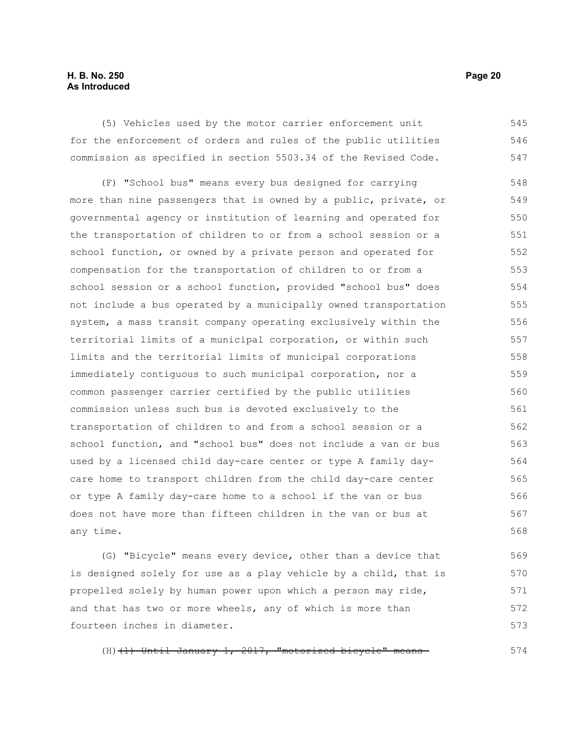(5) Vehicles used by the motor carrier enforcement unit for the enforcement of orders and rules of the public utilities commission as specified in section 5503.34 of the Revised Code.

(F) "School bus" means every bus designed for carrying more than nine passengers that is owned by a public, private, or governmental agency or institution of learning and operated for the transportation of children to or from a school session or a school function, or owned by a private person and operated for compensation for the transportation of children to or from a school session or a school function, provided "school bus" does not include a bus operated by a municipally owned transportation system, a mass transit company operating exclusively within the territorial limits of a municipal corporation, or within such limits and the territorial limits of municipal corporations immediately contiguous to such municipal corporation, nor a common passenger carrier certified by the public utilities commission unless such bus is devoted exclusively to the transportation of children to and from a school session or a school function, and "school bus" does not include a van or bus used by a licensed child day-care center or type A family day-care home to transport children from the child day-care center or type A family day-care home to a school if the van or bus does not have more than fifteen children in the van or bus at any time.

(G) "Bicycle" means every device, other than a device that is designed solely for use as a play vehicle by a child, that is propelled solely by human power upon which a person may ride, and that has two or more wheels, any of which is more than fourteen inches in diameter.

(H) ~~(1) Until January 1, 2017, "motorized bicycle" means~~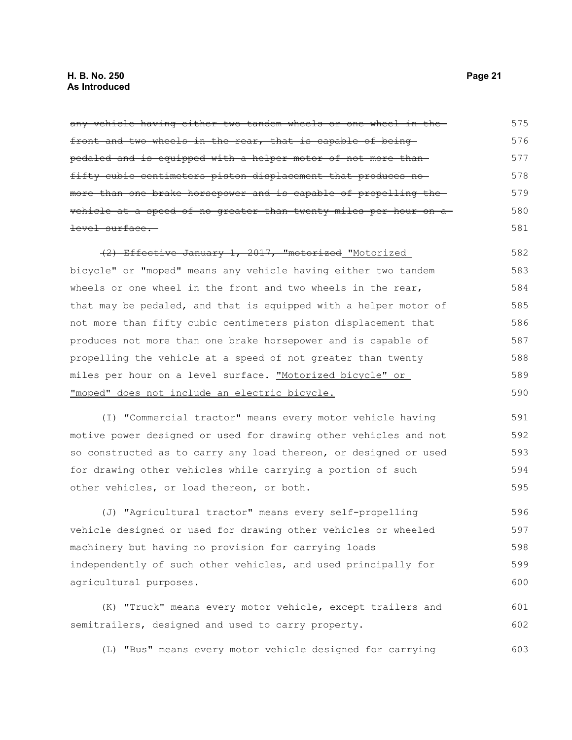~~any vehicle having either two tandem wheels or one wheel in the front and two wheels in the rear, that is capable of being pedaled and is equipped with a helper motor of not more than fifty cubic centimeters piston displacement that produces no more than one brake horsepower and is capable of propelling the vehicle at a speed of no greater than twenty miles per hour on a level surface.~~

~~(2) Effective January 1, 2017, "motorized~~ <u>"Motorized</u> bicycle" or "moped" means any vehicle having either two tandem wheels or one wheel in the front and two wheels in the rear, that may be pedaled, and that is equipped with a helper motor of not more than fifty cubic centimeters piston displacement that produces not more than one brake horsepower and is capable of propelling the vehicle at a speed of not greater than twenty miles per hour on a level surface. <u>"Motorized bicycle" or "moped" does not include an electric bicycle.</u>

(I) "Commercial tractor" means every motor vehicle having motive power designed or used for drawing other vehicles and not so constructed as to carry any load thereon, or designed or used for drawing other vehicles while carrying a portion of such other vehicles, or load thereon, or both.

(J) "Agricultural tractor" means every self-propelling vehicle designed or used for drawing other vehicles or wheeled machinery but having no provision for carrying loads independently of such other vehicles, and used principally for agricultural purposes.

(K) "Truck" means every motor vehicle, except trailers and semitrailers, designed and used to carry property.

(L) "Bus" means every motor vehicle designed for carrying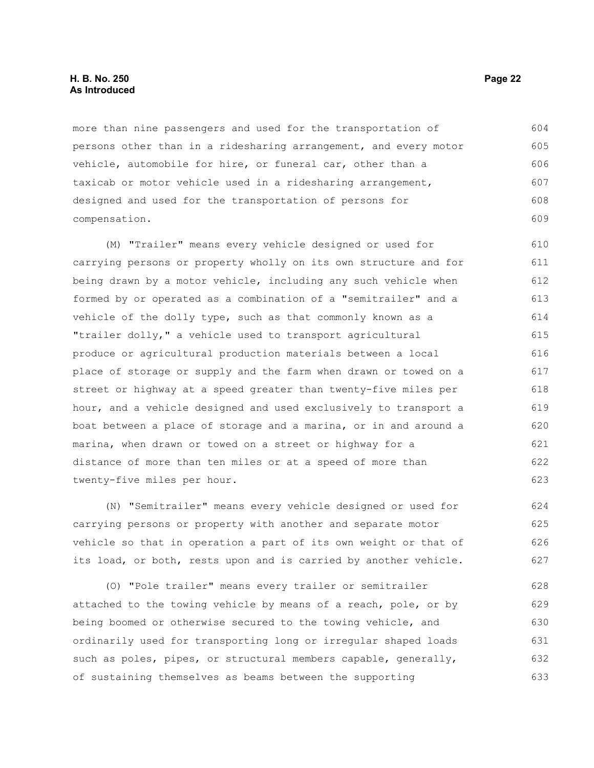more than nine passengers and used for the transportation of persons other than in a ridesharing arrangement, and every motor vehicle, automobile for hire, or funeral car, other than a taxicab or motor vehicle used in a ridesharing arrangement, designed and used for the transportation of persons for compensation.

(M) "Trailer" means every vehicle designed or used for carrying persons or property wholly on its own structure and for being drawn by a motor vehicle, including any such vehicle when formed by or operated as a combination of a "semitrailer" and a vehicle of the dolly type, such as that commonly known as a "trailer dolly," a vehicle used to transport agricultural produce or agricultural production materials between a local place of storage or supply and the farm when drawn or towed on a street or highway at a speed greater than twenty-five miles per hour, and a vehicle designed and used exclusively to transport a boat between a place of storage and a marina, or in and around a marina, when drawn or towed on a street or highway for a distance of more than ten miles or at a speed of more than twenty-five miles per hour.

(N) "Semitrailer" means every vehicle designed or used for carrying persons or property with another and separate motor vehicle so that in operation a part of its own weight or that of its load, or both, rests upon and is carried by another vehicle.

(O) "Pole trailer" means every trailer or semitrailer attached to the towing vehicle by means of a reach, pole, or by being boomed or otherwise secured to the towing vehicle, and ordinarily used for transporting long or irregular shaped loads such as poles, pipes, or structural members capable, generally, of sustaining themselves as beams between the supporting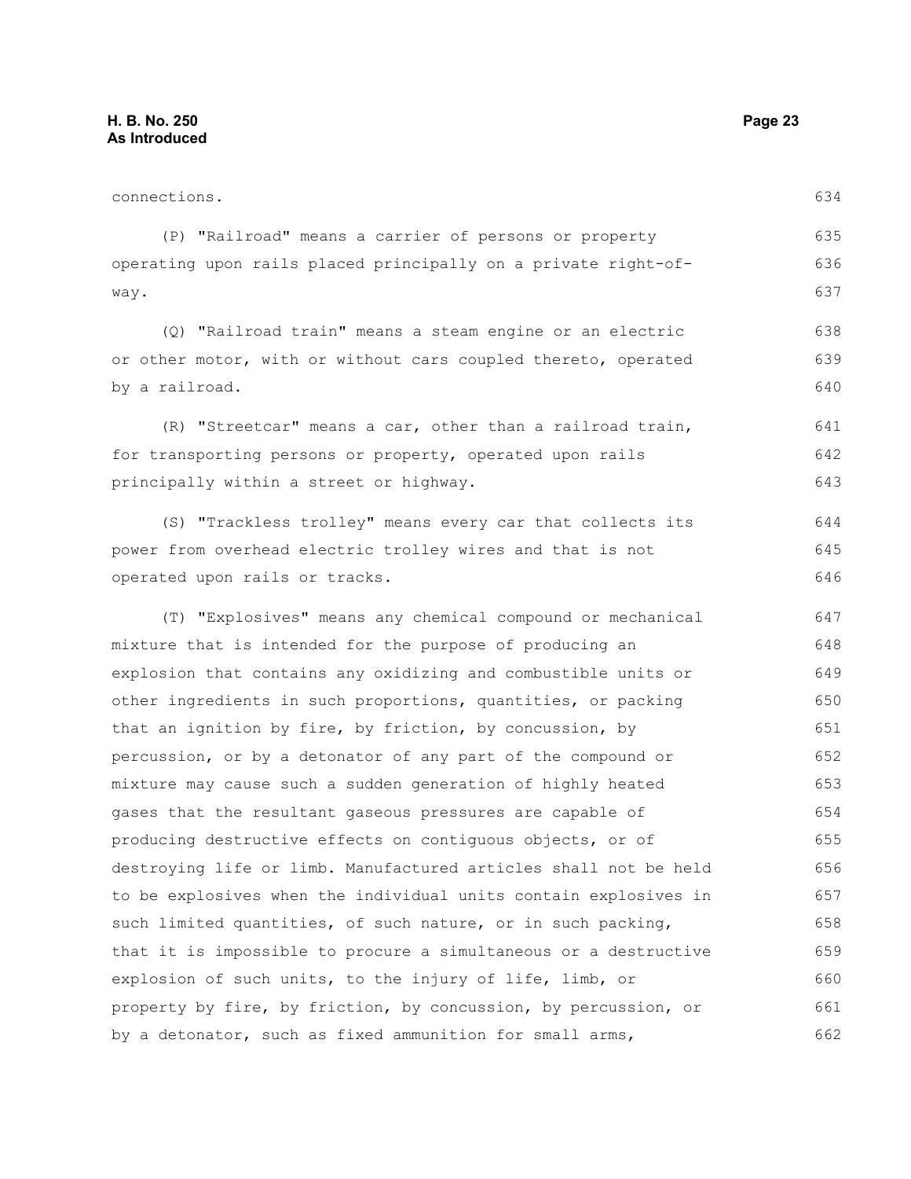connections.

(P) "Railroad" means a carrier of persons or property operating upon rails placed principally on a private right-of-way.

(Q) "Railroad train" means a steam engine or an electric or other motor, with or without cars coupled thereto, operated by a railroad.

(R) "Streetcar" means a car, other than a railroad train, for transporting persons or property, operated upon rails principally within a street or highway.

(S) "Trackless trolley" means every car that collects its power from overhead electric trolley wires and that is not operated upon rails or tracks.

(T) "Explosives" means any chemical compound or mechanical mixture that is intended for the purpose of producing an explosion that contains any oxidizing and combustible units or other ingredients in such proportions, quantities, or packing that an ignition by fire, by friction, by concussion, by percussion, or by a detonator of any part of the compound or mixture may cause such a sudden generation of highly heated gases that the resultant gaseous pressures are capable of producing destructive effects on contiguous objects, or of destroying life or limb. Manufactured articles shall not be held to be explosives when the individual units contain explosives in such limited quantities, of such nature, or in such packing, that it is impossible to procure a simultaneous or a destructive explosion of such units, to the injury of life, limb, or property by fire, by friction, by concussion, by percussion, or by a detonator, such as fixed ammunition for small arms,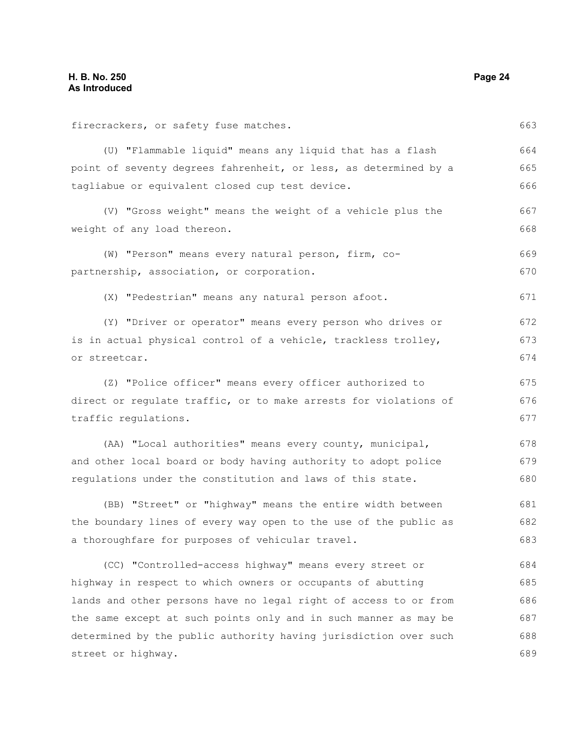firecrackers, or safety fuse matches.

(U) "Flammable liquid" means any liquid that has a flash point of seventy degrees fahrenheit, or less, as determined by a tagliabue or equivalent closed cup test device.

(V) "Gross weight" means the weight of a vehicle plus the weight of any load thereon.

(W) "Person" means every natural person, firm, co-partnership, association, or corporation.

(X) "Pedestrian" means any natural person afoot.

(Y) "Driver or operator" means every person who drives or is in actual physical control of a vehicle, trackless trolley, or streetcar.

(Z) "Police officer" means every officer authorized to direct or regulate traffic, or to make arrests for violations of traffic regulations.

(AA) "Local authorities" means every county, municipal, and other local board or body having authority to adopt police regulations under the constitution and laws of this state.

(BB) "Street" or "highway" means the entire width between the boundary lines of every way open to the use of the public as a thoroughfare for purposes of vehicular travel.

(CC) "Controlled-access highway" means every street or highway in respect to which owners or occupants of abutting lands and other persons have no legal right of access to or from the same except at such points only and in such manner as may be determined by the public authority having jurisdiction over such street or highway.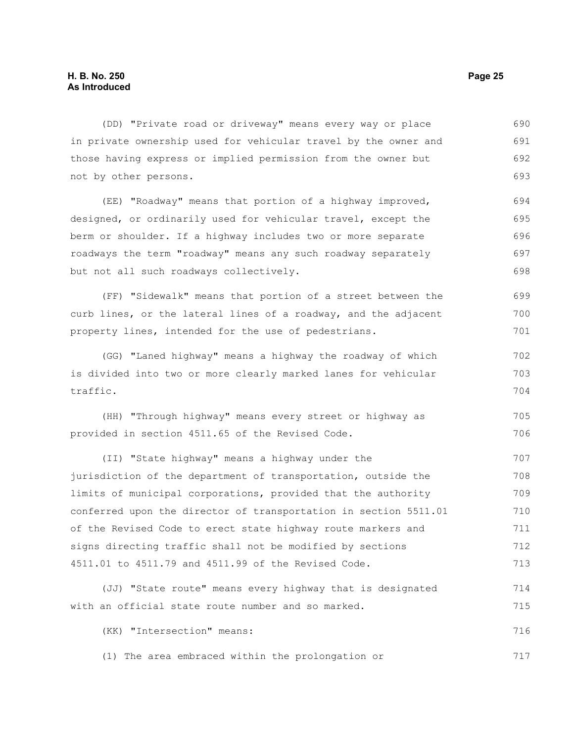(DD) "Private road or driveway" means every way or place in private ownership used for vehicular travel by the owner and those having express or implied permission from the owner but not by other persons.

(EE) "Roadway" means that portion of a highway improved, designed, or ordinarily used for vehicular travel, except the berm or shoulder. If a highway includes two or more separate roadways the term "roadway" means any such roadway separately but not all such roadways collectively.

(FF) "Sidewalk" means that portion of a street between the curb lines, or the lateral lines of a roadway, and the adjacent property lines, intended for the use of pedestrians.

(GG) "Laned highway" means a highway the roadway of which is divided into two or more clearly marked lanes for vehicular traffic.

(HH) "Through highway" means every street or highway as provided in section 4511.65 of the Revised Code.

(II) "State highway" means a highway under the jurisdiction of the department of transportation, outside the limits of municipal corporations, provided that the authority conferred upon the director of transportation in section 5511.01 of the Revised Code to erect state highway route markers and signs directing traffic shall not be modified by sections 4511.01 to 4511.79 and 4511.99 of the Revised Code.

(JJ) "State route" means every highway that is designated with an official state route number and so marked.

(KK) "Intersection" means:

(1) The area embraced within the prolongation or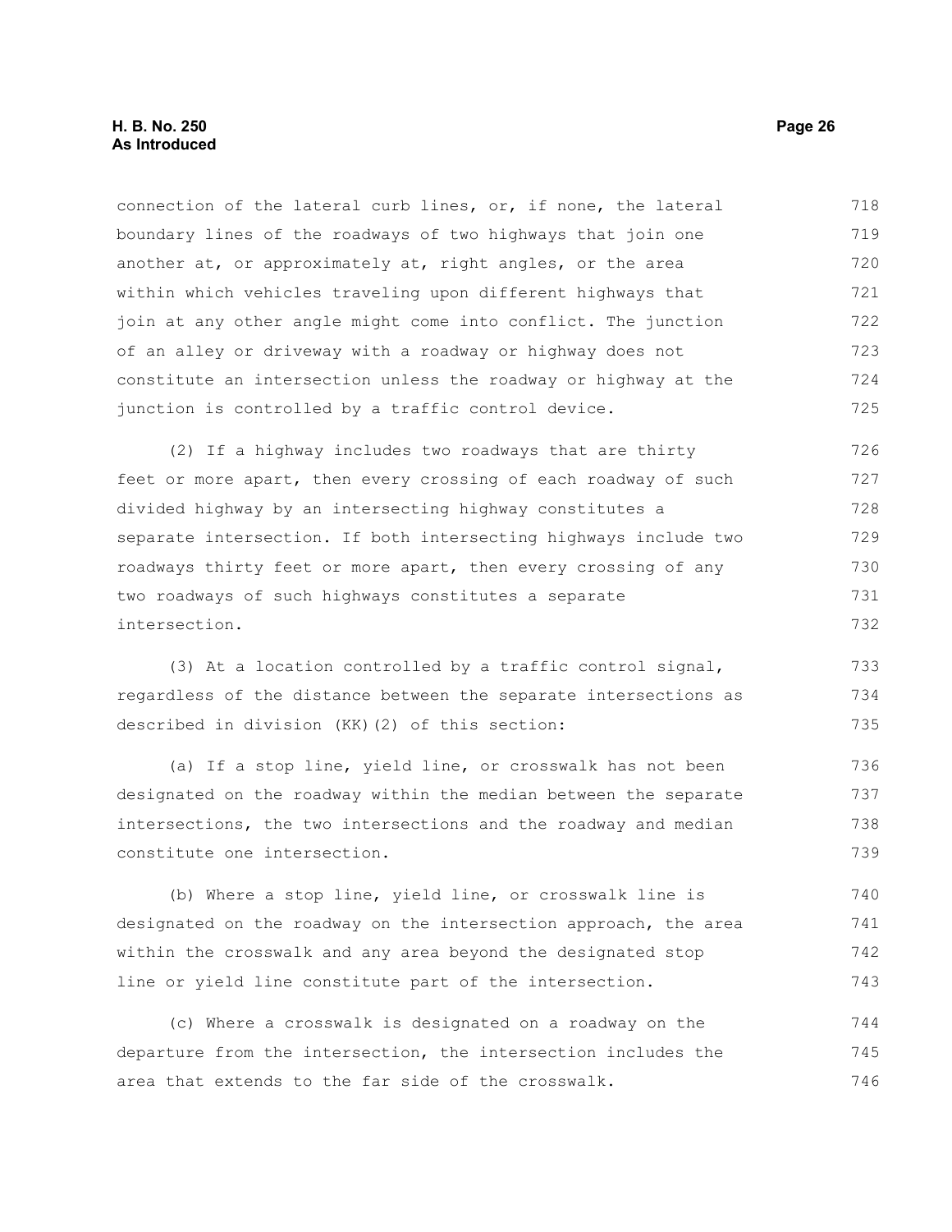connection of the lateral curb lines, or, if none, the lateral boundary lines of the roadways of two highways that join one another at, or approximately at, right angles, or the area within which vehicles traveling upon different highways that join at any other angle might come into conflict. The junction of an alley or driveway with a roadway or highway does not constitute an intersection unless the roadway or highway at the junction is controlled by a traffic control device.

(2) If a highway includes two roadways that are thirty feet or more apart, then every crossing of each roadway of such divided highway by an intersecting highway constitutes a separate intersection. If both intersecting highways include two roadways thirty feet or more apart, then every crossing of any two roadways of such highways constitutes a separate intersection.

(3) At a location controlled by a traffic control signal, regardless of the distance between the separate intersections as described in division (KK)(2) of this section:

(a) If a stop line, yield line, or crosswalk has not been designated on the roadway within the median between the separate intersections, the two intersections and the roadway and median constitute one intersection.

(b) Where a stop line, yield line, or crosswalk line is designated on the roadway on the intersection approach, the area within the crosswalk and any area beyond the designated stop line or yield line constitute part of the intersection.

(c) Where a crosswalk is designated on a roadway on the departure from the intersection, the intersection includes the area that extends to the far side of the crosswalk.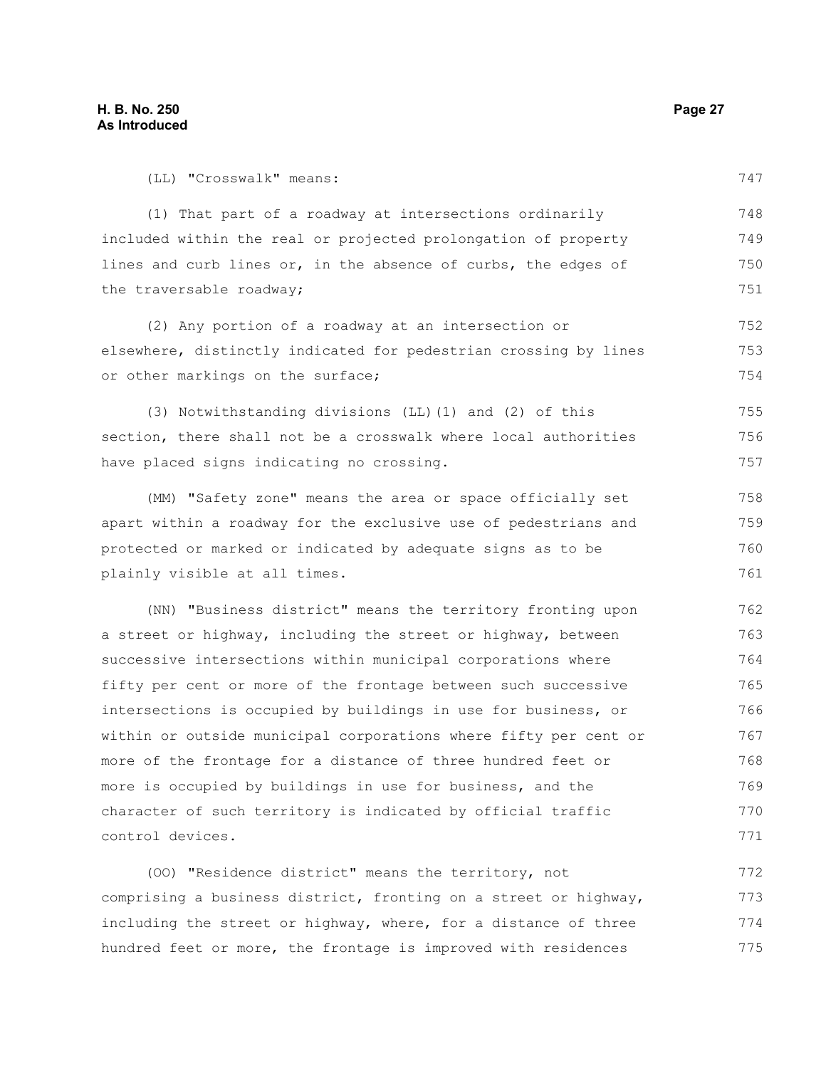(LL) "Crosswalk" means:

(1) That part of a roadway at intersections ordinarily included within the real or projected prolongation of property lines and curb lines or, in the absence of curbs, the edges of the traversable roadway;

(2) Any portion of a roadway at an intersection or elsewhere, distinctly indicated for pedestrian crossing by lines or other markings on the surface;

(3) Notwithstanding divisions (LL)(1) and (2) of this section, there shall not be a crosswalk where local authorities have placed signs indicating no crossing.

(MM) "Safety zone" means the area or space officially set apart within a roadway for the exclusive use of pedestrians and protected or marked or indicated by adequate signs as to be plainly visible at all times.

(NN) "Business district" means the territory fronting upon a street or highway, including the street or highway, between successive intersections within municipal corporations where fifty per cent or more of the frontage between such successive intersections is occupied by buildings in use for business, or within or outside municipal corporations where fifty per cent or more of the frontage for a distance of three hundred feet or more is occupied by buildings in use for business, and the character of such territory is indicated by official traffic control devices.

(OO) "Residence district" means the territory, not comprising a business district, fronting on a street or highway, including the street or highway, where, for a distance of three hundred feet or more, the frontage is improved with residences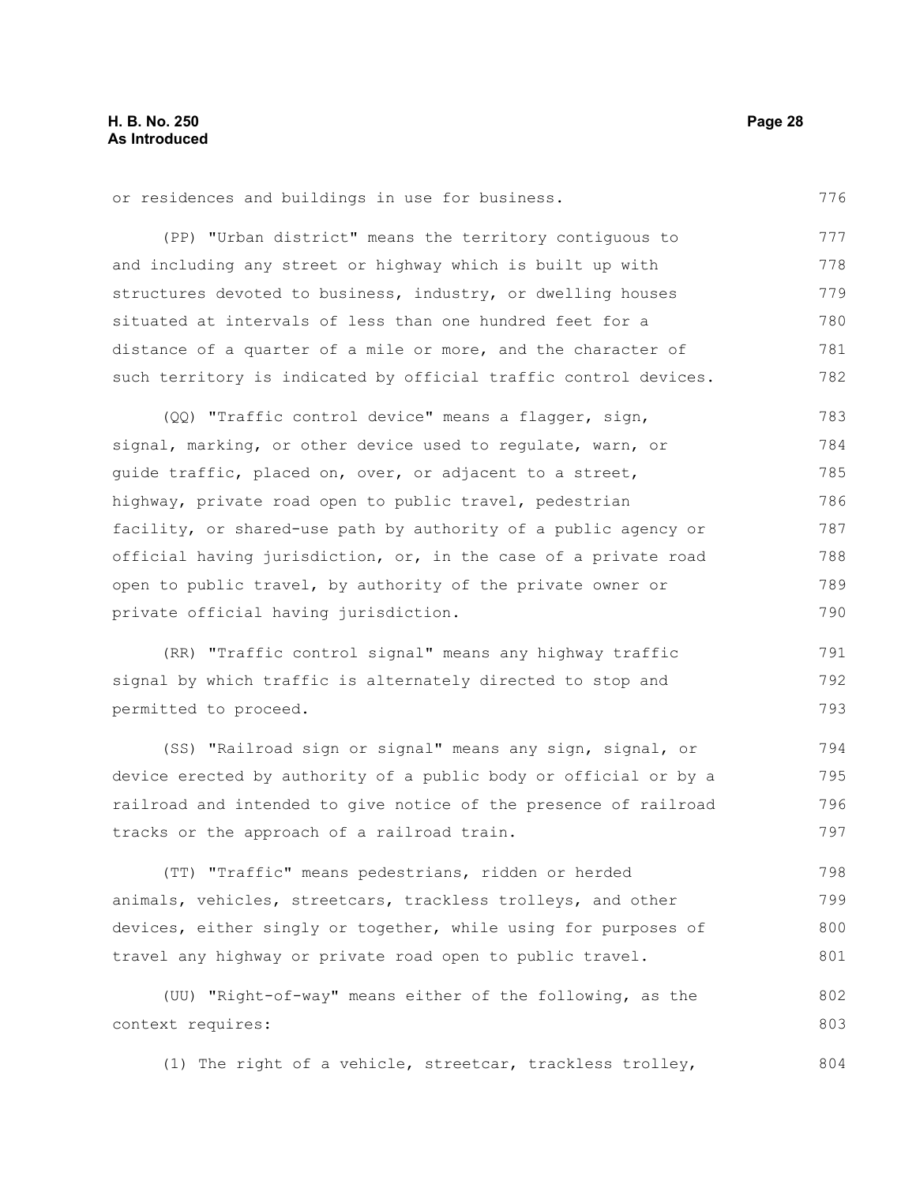or residences and buildings in use for business.

(PP) "Urban district" means the territory contiguous to and including any street or highway which is built up with structures devoted to business, industry, or dwelling houses situated at intervals of less than one hundred feet for a distance of a quarter of a mile or more, and the character of such territory is indicated by official traffic control devices.

(QQ) "Traffic control device" means a flagger, sign, signal, marking, or other device used to regulate, warn, or guide traffic, placed on, over, or adjacent to a street, highway, private road open to public travel, pedestrian facility, or shared-use path by authority of a public agency or official having jurisdiction, or, in the case of a private road open to public travel, by authority of the private owner or private official having jurisdiction.

(RR) "Traffic control signal" means any highway traffic signal by which traffic is alternately directed to stop and permitted to proceed.

(SS) "Railroad sign or signal" means any sign, signal, or device erected by authority of a public body or official or by a railroad and intended to give notice of the presence of railroad tracks or the approach of a railroad train.

(TT) "Traffic" means pedestrians, ridden or herded animals, vehicles, streetcars, trackless trolleys, and other devices, either singly or together, while using for purposes of travel any highway or private road open to public travel.

(UU) "Right-of-way" means either of the following, as the context requires:

(1) The right of a vehicle, streetcar, trackless trolley,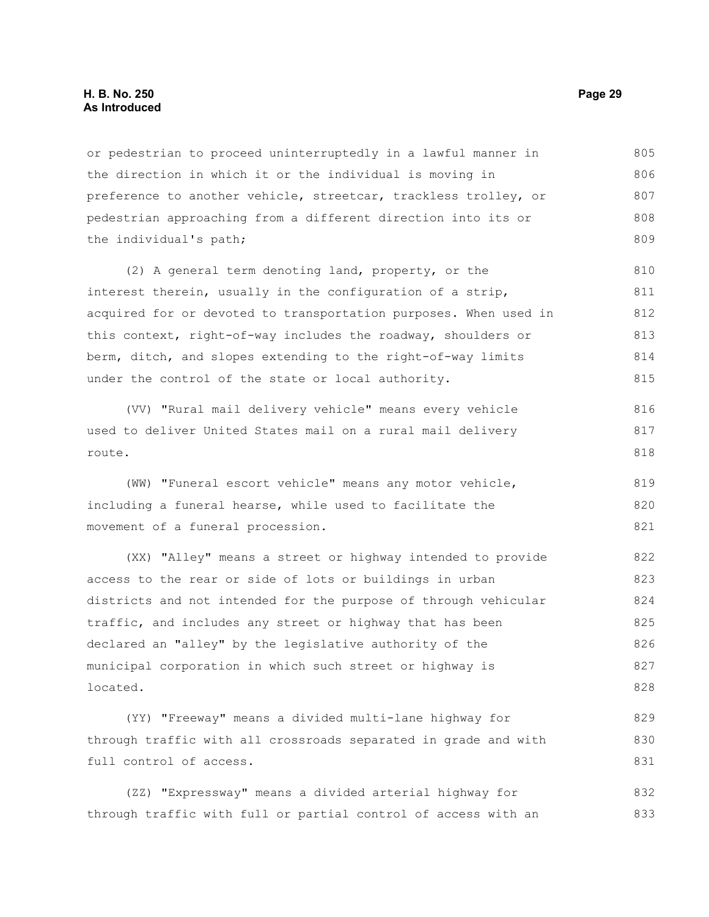or pedestrian to proceed uninterruptedly in a lawful manner in the direction in which it or the individual is moving in preference to another vehicle, streetcar, trackless trolley, or pedestrian approaching from a different direction into its or the individual's path;

(2) A general term denoting land, property, or the interest therein, usually in the configuration of a strip, acquired for or devoted to transportation purposes. When used in this context, right-of-way includes the roadway, shoulders or berm, ditch, and slopes extending to the right-of-way limits under the control of the state or local authority.

(VV) "Rural mail delivery vehicle" means every vehicle used to deliver United States mail on a rural mail delivery route.

(WW) "Funeral escort vehicle" means any motor vehicle, including a funeral hearse, while used to facilitate the movement of a funeral procession.

(XX) "Alley" means a street or highway intended to provide access to the rear or side of lots or buildings in urban districts and not intended for the purpose of through vehicular traffic, and includes any street or highway that has been declared an "alley" by the legislative authority of the municipal corporation in which such street or highway is located.

(YY) "Freeway" means a divided multi-lane highway for through traffic with all crossroads separated in grade and with full control of access.

(ZZ) "Expressway" means a divided arterial highway for through traffic with full or partial control of access with an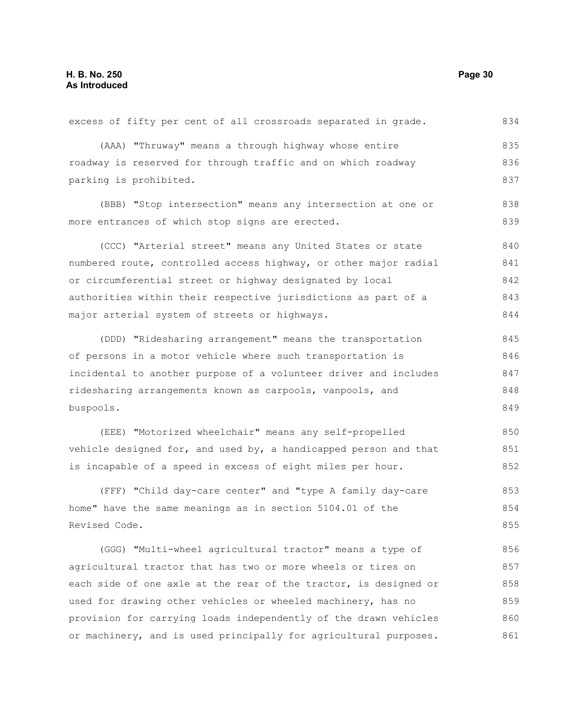excess of fifty per cent of all crossroads separated in grade.

(AAA) "Thruway" means a through highway whose entire roadway is reserved for through traffic and on which roadway parking is prohibited.

(BBB) "Stop intersection" means any intersection at one or more entrances of which stop signs are erected.

(CCC) "Arterial street" means any United States or state numbered route, controlled access highway, or other major radial or circumferential street or highway designated by local authorities within their respective jurisdictions as part of a major arterial system of streets or highways.

(DDD) "Ridesharing arrangement" means the transportation of persons in a motor vehicle where such transportation is incidental to another purpose of a volunteer driver and includes ridesharing arrangements known as carpools, vanpools, and buspools.

(EEE) "Motorized wheelchair" means any self-propelled vehicle designed for, and used by, a handicapped person and that is incapable of a speed in excess of eight miles per hour.

(FFF) "Child day-care center" and "type A family day-care home" have the same meanings as in section 5104.01 of the Revised Code.

(GGG) "Multi-wheel agricultural tractor" means a type of agricultural tractor that has two or more wheels or tires on each side of one axle at the rear of the tractor, is designed or used for drawing other vehicles or wheeled machinery, has no provision for carrying loads independently of the drawn vehicles or machinery, and is used principally for agricultural purposes.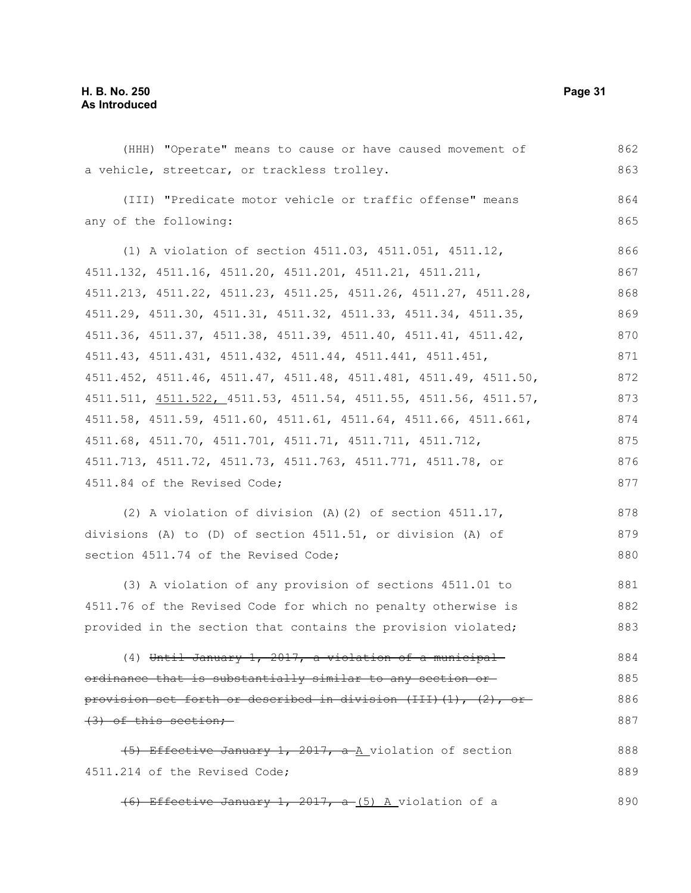(HHH) "Operate" means to cause or have caused movement of a vehicle, streetcar, or trackless trolley.

(III) "Predicate motor vehicle or traffic offense" means any of the following:

(1) A violation of section 4511.03, 4511.051, 4511.12, 4511.132, 4511.16, 4511.20, 4511.201, 4511.21, 4511.211, 4511.213, 4511.22, 4511.23, 4511.25, 4511.26, 4511.27, 4511.28, 4511.29, 4511.30, 4511.31, 4511.32, 4511.33, 4511.34, 4511.35, 4511.36, 4511.37, 4511.38, 4511.39, 4511.40, 4511.41, 4511.42, 4511.43, 4511.431, 4511.432, 4511.44, 4511.441, 4511.451, 4511.452, 4511.46, 4511.47, 4511.48, 4511.481, 4511.49, 4511.50, 4511.511, <u>4511.522,</u> 4511.53, 4511.54, 4511.55, 4511.56, 4511.57, 4511.58, 4511.59, 4511.60, 4511.61, 4511.64, 4511.66, 4511.661, 4511.68, 4511.70, 4511.701, 4511.71, 4511.711, 4511.712, 4511.713, 4511.72, 4511.73, 4511.763, 4511.771, 4511.78, or 4511.84 of the Revised Code;

(2) A violation of division (A)(2) of section 4511.17, divisions (A) to (D) of section 4511.51, or division (A) of section 4511.74 of the Revised Code;

(3) A violation of any provision of sections 4511.01 to 4511.76 of the Revised Code for which no penalty otherwise is provided in the section that contains the provision violated;

(4) ~~Until January 1, 2017, a violation of a municipal ordinance that is substantially similar to any section or provision set forth or described in division (III)(1), (2), or (3) of this section;~~

~~(5) Effective January 1, 2017, a~~ <u>A</u> violation of section 4511.214 of the Revised Code;

~~(6) Effective January 1, 2017, a~~ <u>(5) A</u> violation of a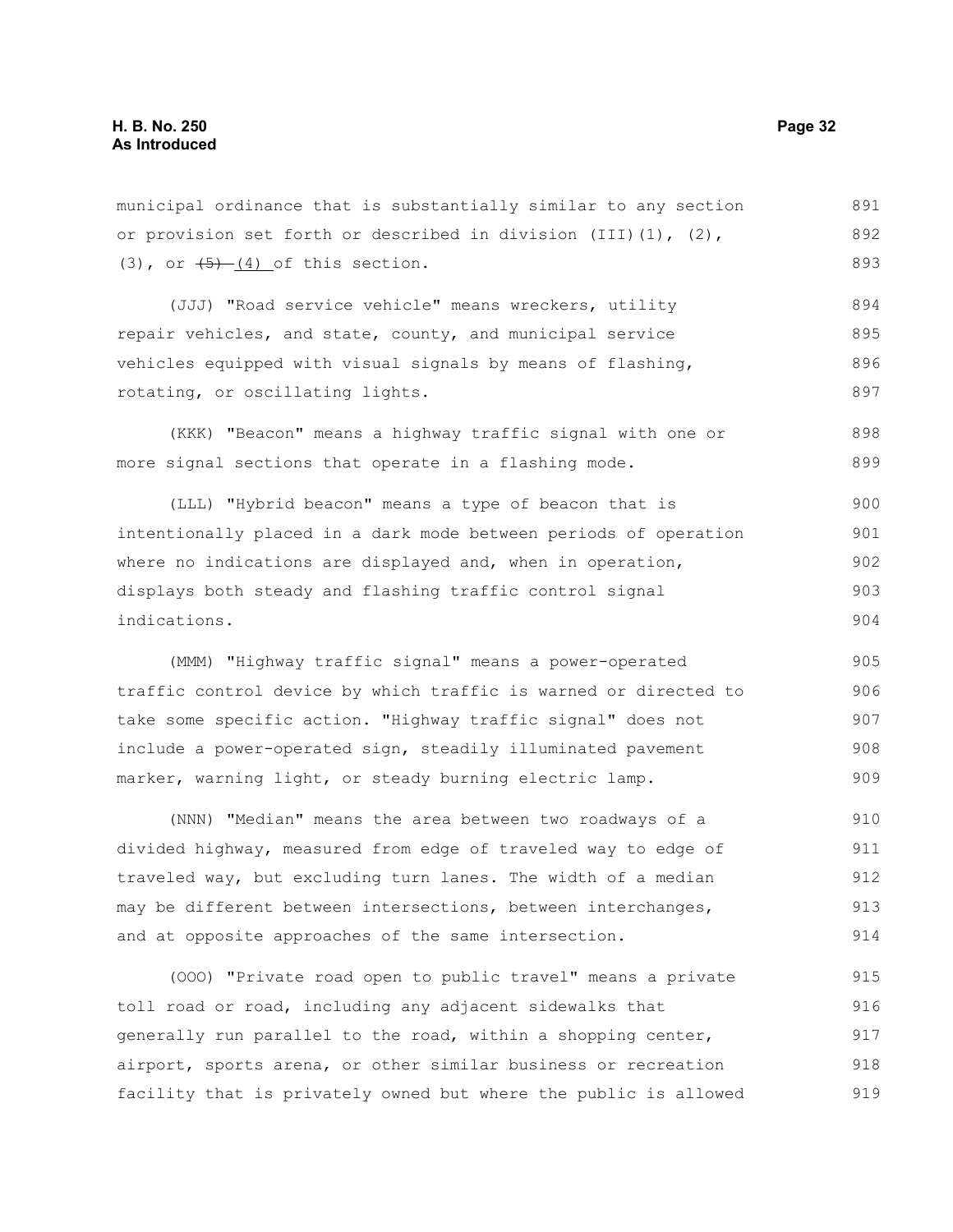municipal ordinance that is substantially similar to any section or provision set forth or described in division (III)(1), (2), (3), or ~~(5)~~ (4) of this section.

(JJJ) "Road service vehicle" means wreckers, utility repair vehicles, and state, county, and municipal service vehicles equipped with visual signals by means of flashing, rotating, or oscillating lights.

(KKK) "Beacon" means a highway traffic signal with one or more signal sections that operate in a flashing mode.

(LLL) "Hybrid beacon" means a type of beacon that is intentionally placed in a dark mode between periods of operation where no indications are displayed and, when in operation, displays both steady and flashing traffic control signal indications.

(MMM) "Highway traffic signal" means a power-operated traffic control device by which traffic is warned or directed to take some specific action. "Highway traffic signal" does not include a power-operated sign, steadily illuminated pavement marker, warning light, or steady burning electric lamp.

(NNN) "Median" means the area between two roadways of a divided highway, measured from edge of traveled way to edge of traveled way, but excluding turn lanes. The width of a median may be different between intersections, between interchanges, and at opposite approaches of the same intersection.

(OOO) "Private road open to public travel" means a private toll road or road, including any adjacent sidewalks that generally run parallel to the road, within a shopping center, airport, sports arena, or other similar business or recreation facility that is privately owned but where the public is allowed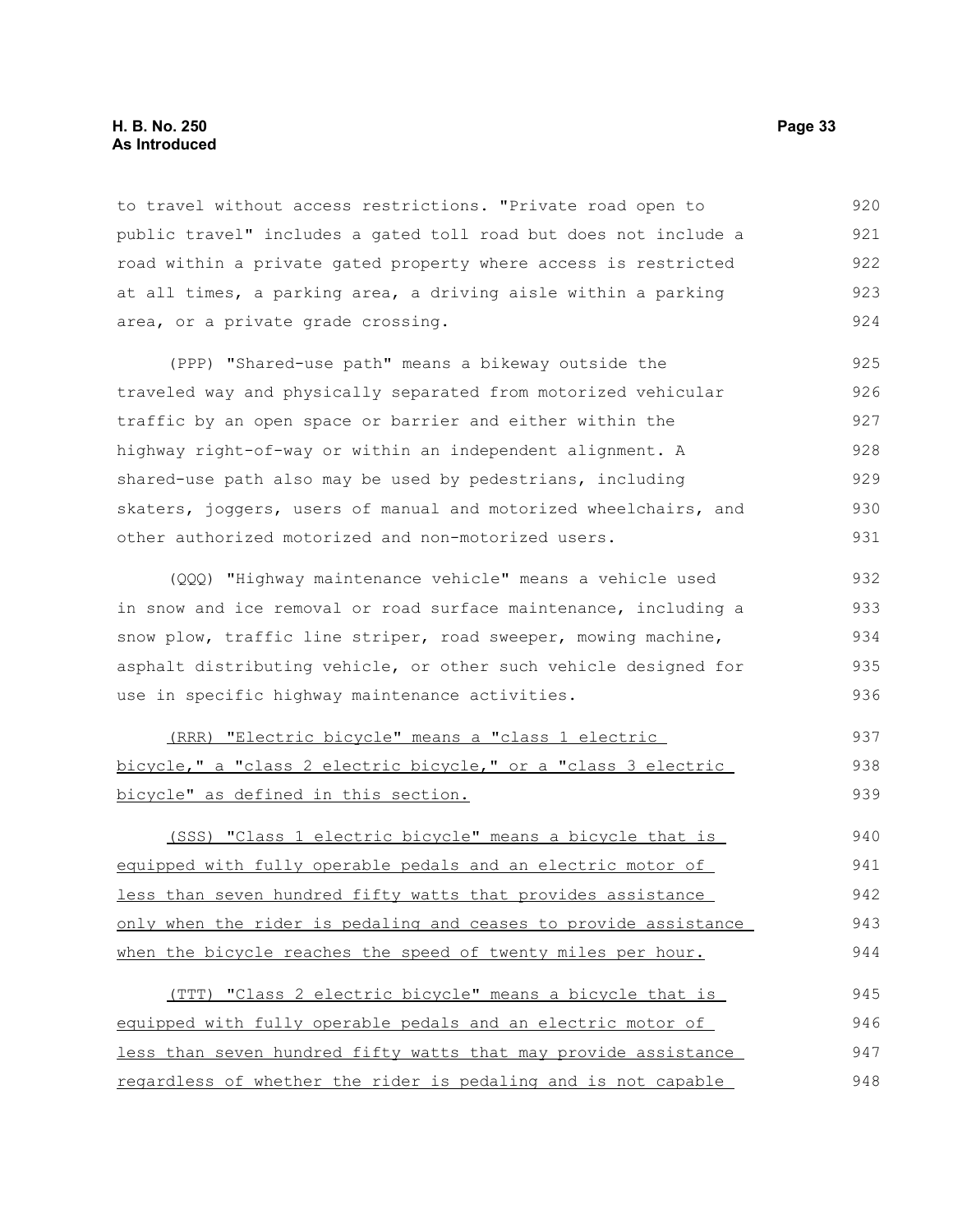to travel without access restrictions. "Private road open to public travel" includes a gated toll road but does not include a road within a private gated property where access is restricted at all times, a parking area, a driving aisle within a parking area, or a private grade crossing.

(PPP) "Shared-use path" means a bikeway outside the traveled way and physically separated from motorized vehicular traffic by an open space or barrier and either within the highway right-of-way or within an independent alignment. A shared-use path also may be used by pedestrians, including skaters, joggers, users of manual and motorized wheelchairs, and other authorized motorized and non-motorized users.

(QQQ) "Highway maintenance vehicle" means a vehicle used in snow and ice removal or road surface maintenance, including a snow plow, traffic line striper, road sweeper, mowing machine, asphalt distributing vehicle, or other such vehicle designed for use in specific highway maintenance activities.

(RRR) "Electric bicycle" means a "class 1 electric bicycle," a "class 2 electric bicycle," or a "class 3 electric bicycle" as defined in this section.

(SSS) "Class 1 electric bicycle" means a bicycle that is equipped with fully operable pedals and an electric motor of less than seven hundred fifty watts that provides assistance only when the rider is pedaling and ceases to provide assistance when the bicycle reaches the speed of twenty miles per hour.

(TTT) "Class 2 electric bicycle" means a bicycle that is equipped with fully operable pedals and an electric motor of less than seven hundred fifty watts that may provide assistance regardless of whether the rider is pedaling and is not capable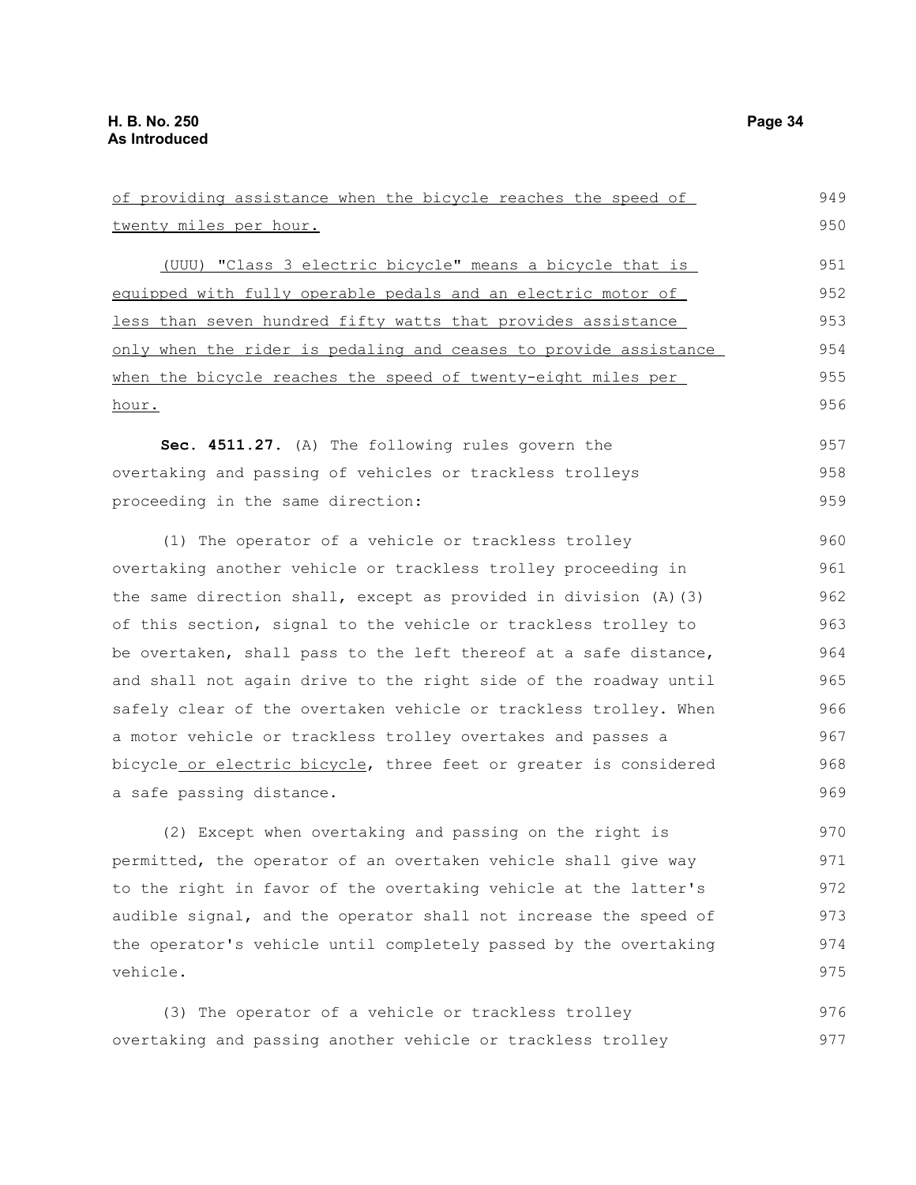of providing assistance when the bicycle reaches the speed of twenty miles per hour.

(UUU) "Class 3 electric bicycle" means a bicycle that is equipped with fully operable pedals and an electric motor of less than seven hundred fifty watts that provides assistance only when the rider is pedaling and ceases to provide assistance when the bicycle reaches the speed of twenty-eight miles per hour.

**Sec. 4511.27.** (A) The following rules govern the overtaking and passing of vehicles or trackless trolleys proceeding in the same direction:

(1) The operator of a vehicle or trackless trolley overtaking another vehicle or trackless trolley proceeding in the same direction shall, except as provided in division (A)(3) of this section, signal to the vehicle or trackless trolley to be overtaken, shall pass to the left thereof at a safe distance, and shall not again drive to the right side of the roadway until safely clear of the overtaken vehicle or trackless trolley. When a motor vehicle or trackless trolley overtakes and passes a bicycle or electric bicycle, three feet or greater is considered a safe passing distance.

(2) Except when overtaking and passing on the right is permitted, the operator of an overtaken vehicle shall give way to the right in favor of the overtaking vehicle at the latter's audible signal, and the operator shall not increase the speed of the operator's vehicle until completely passed by the overtaking vehicle.

(3) The operator of a vehicle or trackless trolley overtaking and passing another vehicle or trackless trolley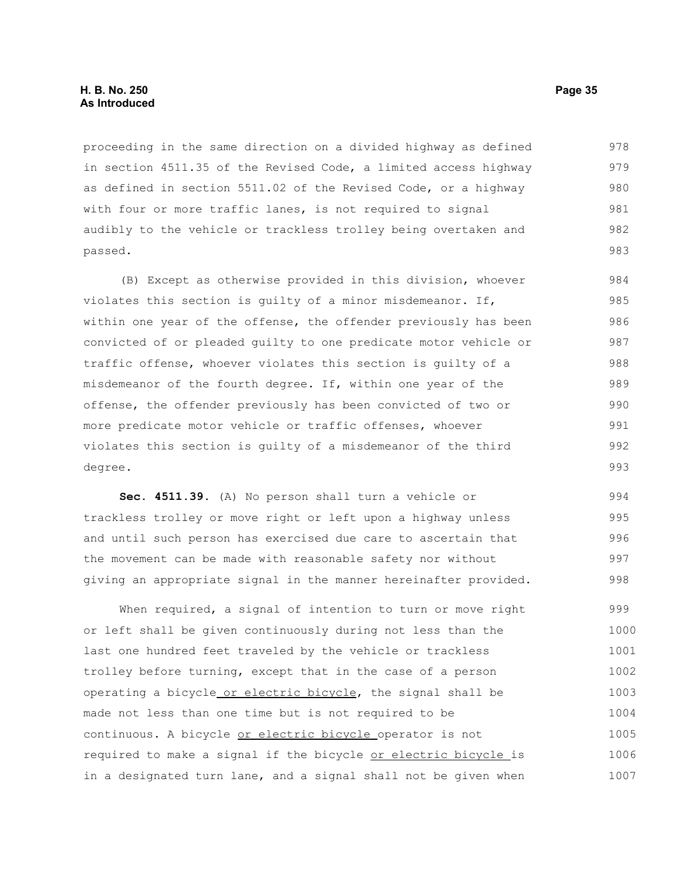proceeding in the same direction on a divided highway as defined in section 4511.35 of the Revised Code, a limited access highway as defined in section 5511.02 of the Revised Code, or a highway with four or more traffic lanes, is not required to signal audibly to the vehicle or trackless trolley being overtaken and passed.

(B) Except as otherwise provided in this division, whoever violates this section is guilty of a minor misdemeanor. If, within one year of the offense, the offender previously has been convicted of or pleaded guilty to one predicate motor vehicle or traffic offense, whoever violates this section is guilty of a misdemeanor of the fourth degree. If, within one year of the offense, the offender previously has been convicted of two or more predicate motor vehicle or traffic offenses, whoever violates this section is guilty of a misdemeanor of the third degree.

**Sec. 4511.39.** (A) No person shall turn a vehicle or trackless trolley or move right or left upon a highway unless and until such person has exercised due care to ascertain that the movement can be made with reasonable safety nor without giving an appropriate signal in the manner hereinafter provided.

When required, a signal of intention to turn or move right or left shall be given continuously during not less than the last one hundred feet traveled by the vehicle or trackless trolley before turning, except that in the case of a person operating a bicycle or electric bicycle, the signal shall be made not less than one time but is not required to be continuous. A bicycle or electric bicycle operator is not required to make a signal if the bicycle or electric bicycle is in a designated turn lane, and a signal shall not be given when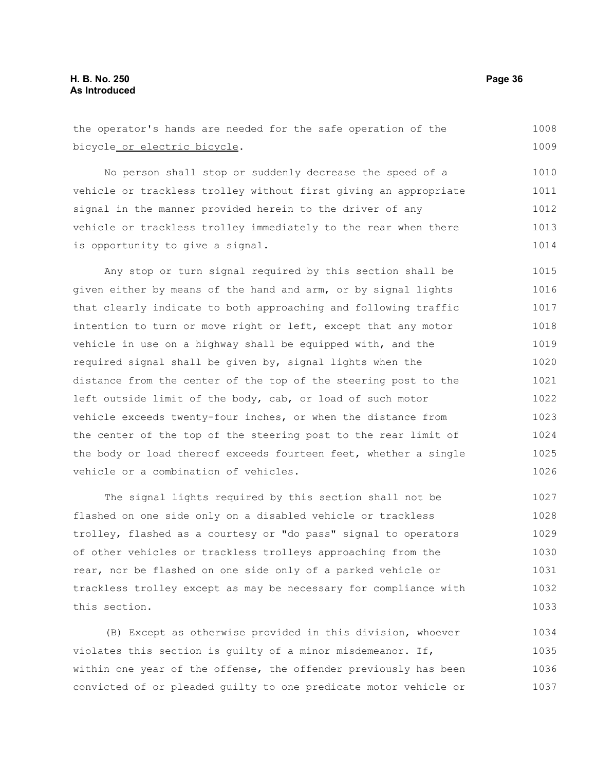the operator's hands are needed for the safe operation of the bicycle <u>or electric bicycle</u>.

No person shall stop or suddenly decrease the speed of a vehicle or trackless trolley without first giving an appropriate signal in the manner provided herein to the driver of any vehicle or trackless trolley immediately to the rear when there is opportunity to give a signal.

Any stop or turn signal required by this section shall be given either by means of the hand and arm, or by signal lights that clearly indicate to both approaching and following traffic intention to turn or move right or left, except that any motor vehicle in use on a highway shall be equipped with, and the required signal shall be given by, signal lights when the distance from the center of the top of the steering post to the left outside limit of the body, cab, or load of such motor vehicle exceeds twenty-four inches, or when the distance from the center of the top of the steering post to the rear limit of the body or load thereof exceeds fourteen feet, whether a single vehicle or a combination of vehicles.

The signal lights required by this section shall not be flashed on one side only on a disabled vehicle or trackless trolley, flashed as a courtesy or "do pass" signal to operators of other vehicles or trackless trolleys approaching from the rear, nor be flashed on one side only of a parked vehicle or trackless trolley except as may be necessary for compliance with this section.

(B) Except as otherwise provided in this division, whoever violates this section is guilty of a minor misdemeanor. If, within one year of the offense, the offender previously has been convicted of or pleaded guilty to one predicate motor vehicle or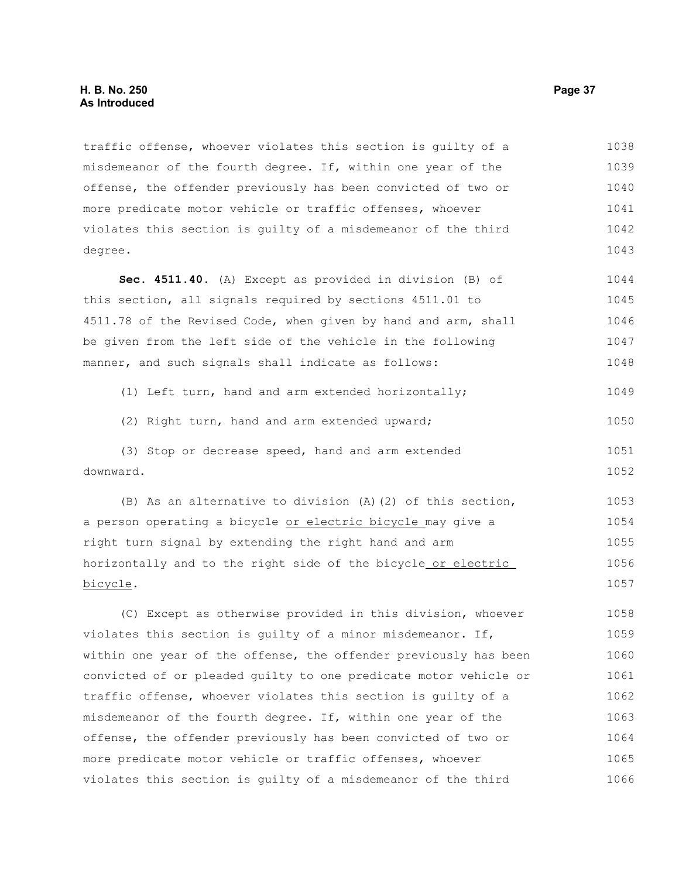traffic offense, whoever violates this section is guilty of a misdemeanor of the fourth degree. If, within one year of the offense, the offender previously has been convicted of two or more predicate motor vehicle or traffic offenses, whoever violates this section is guilty of a misdemeanor of the third degree.

**Sec. 4511.40.** (A) Except as provided in division (B) of this section, all signals required by sections 4511.01 to 4511.78 of the Revised Code, when given by hand and arm, shall be given from the left side of the vehicle in the following manner, and such signals shall indicate as follows:

(1) Left turn, hand and arm extended horizontally;

(2) Right turn, hand and arm extended upward;

(3) Stop or decrease speed, hand and arm extended downward.

(B) As an alternative to division (A)(2) of this section, a person operating a bicycle <u>or electric bicycle</u> may give a right turn signal by extending the right hand and arm horizontally and to the right side of the bicycle <u>or electric bicycle</u>.

(C) Except as otherwise provided in this division, whoever violates this section is guilty of a minor misdemeanor. If, within one year of the offense, the offender previously has been convicted of or pleaded guilty to one predicate motor vehicle or traffic offense, whoever violates this section is guilty of a misdemeanor of the fourth degree. If, within one year of the offense, the offender previously has been convicted of two or more predicate motor vehicle or traffic offenses, whoever violates this section is guilty of a misdemeanor of the third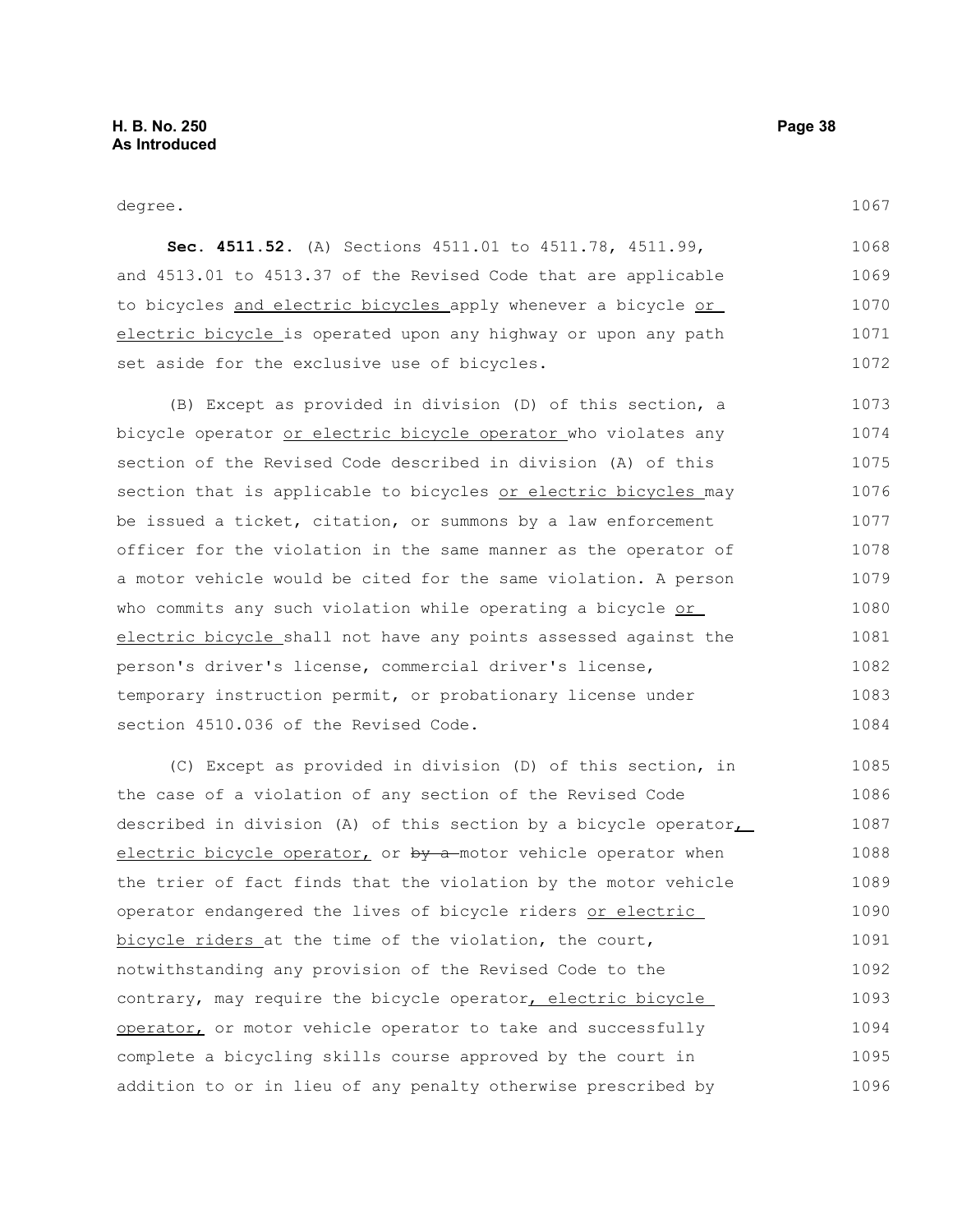degree.

**Sec. 4511.52.** (A) Sections 4511.01 to 4511.78, 4511.99, and 4513.01 to 4513.37 of the Revised Code that are applicable to bicycles <u>and electric bicycles</u> apply whenever a bicycle <u>or electric bicycle</u> is operated upon any highway or upon any path set aside for the exclusive use of bicycles.

(B) Except as provided in division (D) of this section, a bicycle operator <u>or electric bicycle operator</u> who violates any section of the Revised Code described in division (A) of this section that is applicable to bicycles <u>or electric bicycles</u> may be issued a ticket, citation, or summons by a law enforcement officer for the violation in the same manner as the operator of a motor vehicle would be cited for the same violation. A person who commits any such violation while operating a bicycle <u>or electric bicycle</u> shall not have any points assessed against the person's driver's license, commercial driver's license, temporary instruction permit, or probationary license under section 4510.036 of the Revised Code.

(C) Except as provided in division (D) of this section, in the case of a violation of any section of the Revised Code described in division (A) of this section by a bicycle operator<u>, electric bicycle operator,</u> or ~~by a~~ motor vehicle operator when the trier of fact finds that the violation by the motor vehicle operator endangered the lives of bicycle riders <u>or electric bicycle riders</u> at the time of the violation, the court, notwithstanding any provision of the Revised Code to the contrary, may require the bicycle operator<u>, electric bicycle operator,</u> or motor vehicle operator to take and successfully complete a bicycling skills course approved by the court in addition to or in lieu of any penalty otherwise prescribed by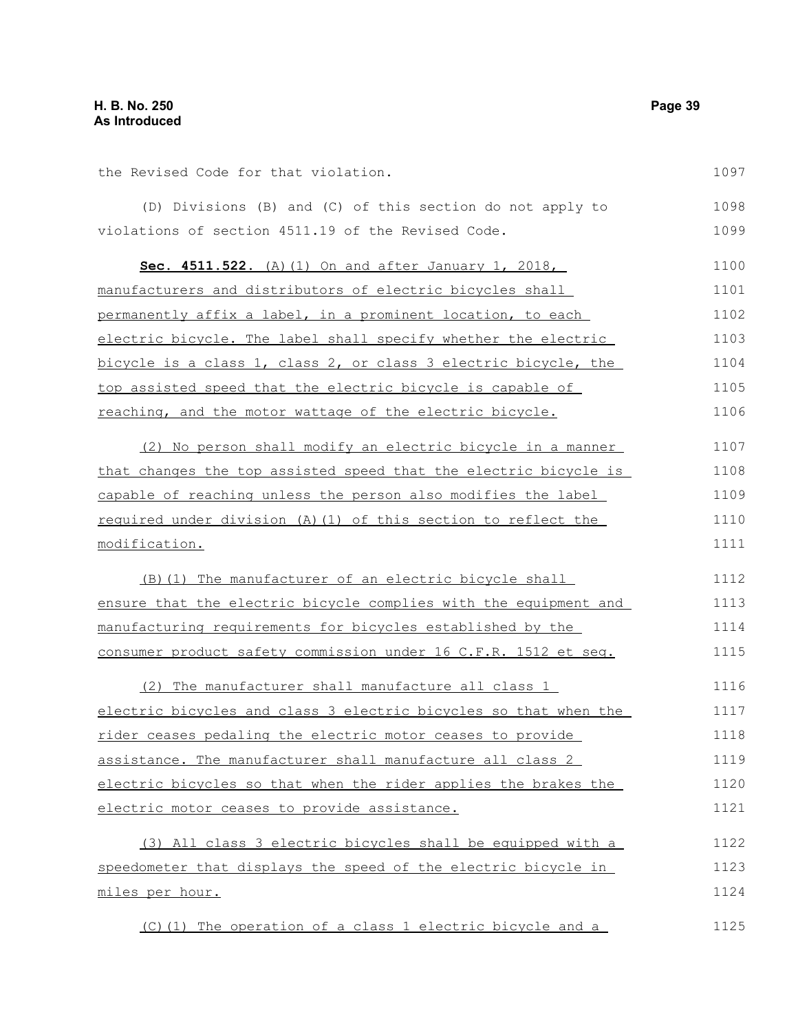the Revised Code for that violation.

(D) Divisions (B) and (C) of this section do not apply to violations of section 4511.19 of the Revised Code.

**Sec. 4511.522.** (A)(1) On and after January 1, 2018, manufacturers and distributors of electric bicycles shall permanently affix a label, in a prominent location, to each electric bicycle. The label shall specify whether the electric bicycle is a class 1, class 2, or class 3 electric bicycle, the top assisted speed that the electric bicycle is capable of reaching, and the motor wattage of the electric bicycle.

(2) No person shall modify an electric bicycle in a manner that changes the top assisted speed that the electric bicycle is capable of reaching unless the person also modifies the label required under division (A)(1) of this section to reflect the modification.

(B)(1) The manufacturer of an electric bicycle shall ensure that the electric bicycle complies with the equipment and manufacturing requirements for bicycles established by the consumer product safety commission under 16 C.F.R. 1512 et seq.

(2) The manufacturer shall manufacture all class 1 electric bicycles and class 3 electric bicycles so that when the rider ceases pedaling the electric motor ceases to provide assistance. The manufacturer shall manufacture all class 2 electric bicycles so that when the rider applies the brakes the electric motor ceases to provide assistance.

(3) All class 3 electric bicycles shall be equipped with a speedometer that displays the speed of the electric bicycle in miles per hour.

(C)(1) The operation of a class 1 electric bicycle and a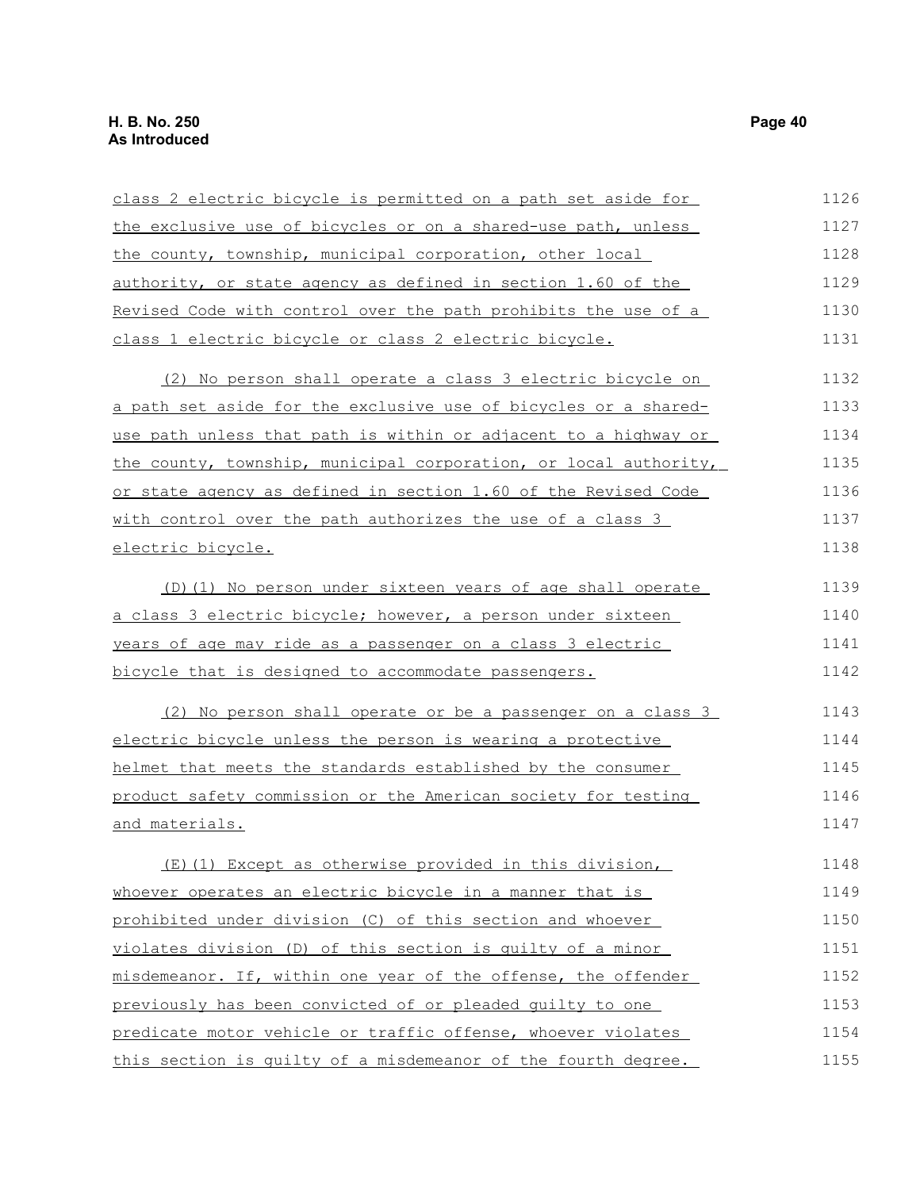class 2 electric bicycle is permitted on a path set aside for the exclusive use of bicycles or on a shared-use path, unless the county, township, municipal corporation, other local authority, or state agency as defined in section 1.60 of the Revised Code with control over the path prohibits the use of a class 1 electric bicycle or class 2 electric bicycle.

(2) No person shall operate a class 3 electric bicycle on a path set aside for the exclusive use of bicycles or a shared-use path unless that path is within or adjacent to a highway or the county, township, municipal corporation, or local authority, or state agency as defined in section 1.60 of the Revised Code with control over the path authorizes the use of a class 3 electric bicycle.

(D)(1) No person under sixteen years of age shall operate a class 3 electric bicycle; however, a person under sixteen years of age may ride as a passenger on a class 3 electric bicycle that is designed to accommodate passengers.

(2) No person shall operate or be a passenger on a class 3 electric bicycle unless the person is wearing a protective helmet that meets the standards established by the consumer product safety commission or the American society for testing and materials.

(E)(1) Except as otherwise provided in this division, whoever operates an electric bicycle in a manner that is prohibited under division (C) of this section and whoever violates division (D) of this section is guilty of a minor misdemeanor. If, within one year of the offense, the offender previously has been convicted of or pleaded guilty to one predicate motor vehicle or traffic offense, whoever violates this section is guilty of a misdemeanor of the fourth degree.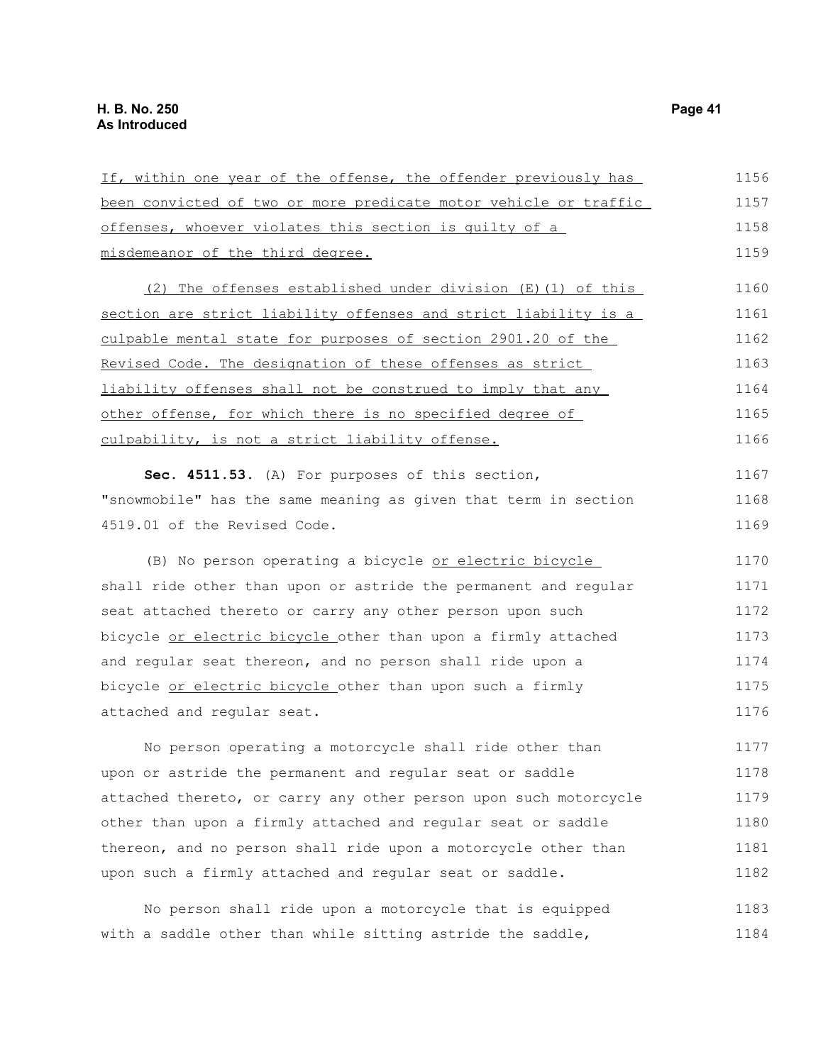If, within one year of the offense, the offender previously has been convicted of two or more predicate motor vehicle or traffic offenses, whoever violates this section is guilty of a misdemeanor of the third degree.

(2) The offenses established under division (E)(1) of this section are strict liability offenses and strict liability is a culpable mental state for purposes of section 2901.20 of the Revised Code. The designation of these offenses as strict liability offenses shall not be construed to imply that any other offense, for which there is no specified degree of culpability, is not a strict liability offense.

**Sec. 4511.53.** (A) For purposes of this section, "snowmobile" has the same meaning as given that term in section 4519.01 of the Revised Code.

(B) No person operating a bicycle or electric bicycle shall ride other than upon or astride the permanent and regular seat attached thereto or carry any other person upon such bicycle or electric bicycle other than upon a firmly attached and regular seat thereon, and no person shall ride upon a bicycle or electric bicycle other than upon such a firmly attached and regular seat.

No person operating a motorcycle shall ride other than upon or astride the permanent and regular seat or saddle attached thereto, or carry any other person upon such motorcycle other than upon a firmly attached and regular seat or saddle thereon, and no person shall ride upon a motorcycle other than upon such a firmly attached and regular seat or saddle.

No person shall ride upon a motorcycle that is equipped with a saddle other than while sitting astride the saddle,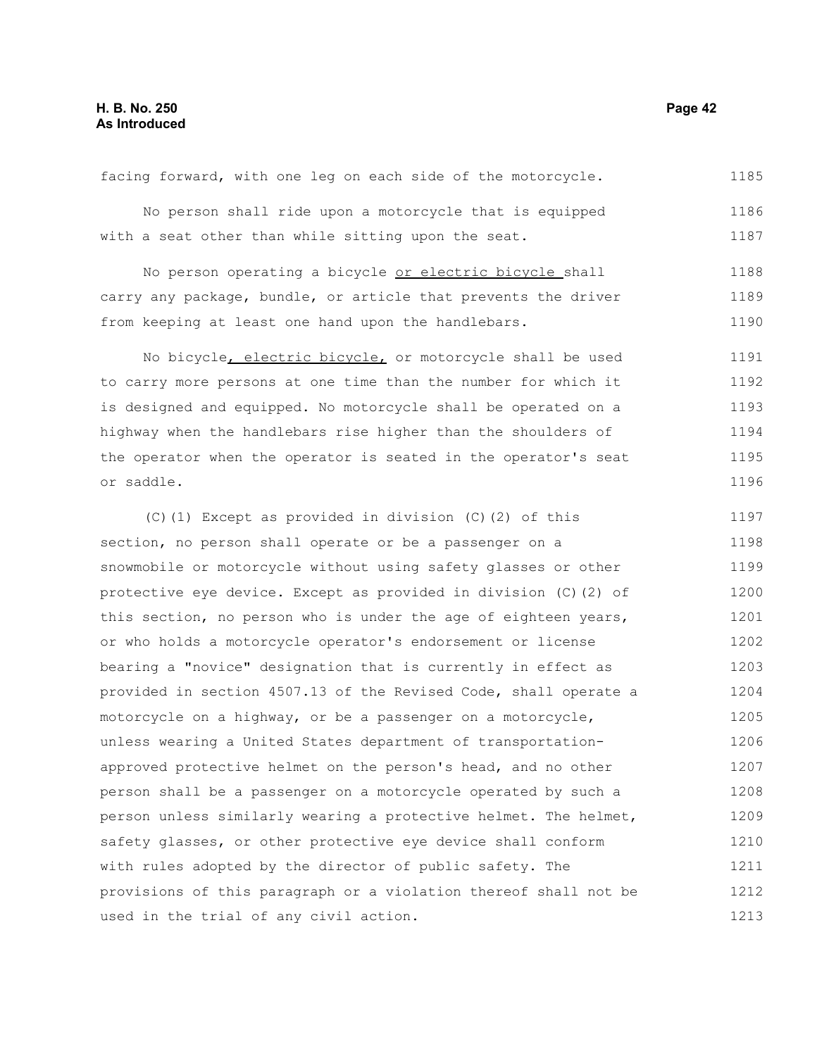facing forward, with one leg on each side of the motorcycle.

No person shall ride upon a motorcycle that is equipped with a seat other than while sitting upon the seat.

No person operating a bicycle <u>or electric bicycle</u> shall carry any package, bundle, or article that prevents the driver from keeping at least one hand upon the handlebars.

No bicycle<u>, electric bicycle,</u> or motorcycle shall be used to carry more persons at one time than the number for which it is designed and equipped. No motorcycle shall be operated on a highway when the handlebars rise higher than the shoulders of the operator when the operator is seated in the operator's seat or saddle.

(C)(1) Except as provided in division (C)(2) of this section, no person shall operate or be a passenger on a snowmobile or motorcycle without using safety glasses or other protective eye device. Except as provided in division (C)(2) of this section, no person who is under the age of eighteen years, or who holds a motorcycle operator's endorsement or license bearing a "novice" designation that is currently in effect as provided in section 4507.13 of the Revised Code, shall operate a motorcycle on a highway, or be a passenger on a motorcycle, unless wearing a United States department of transportation-approved protective helmet on the person's head, and no other person shall be a passenger on a motorcycle operated by such a person unless similarly wearing a protective helmet. The helmet, safety glasses, or other protective eye device shall conform with rules adopted by the director of public safety. The provisions of this paragraph or a violation thereof shall not be used in the trial of any civil action.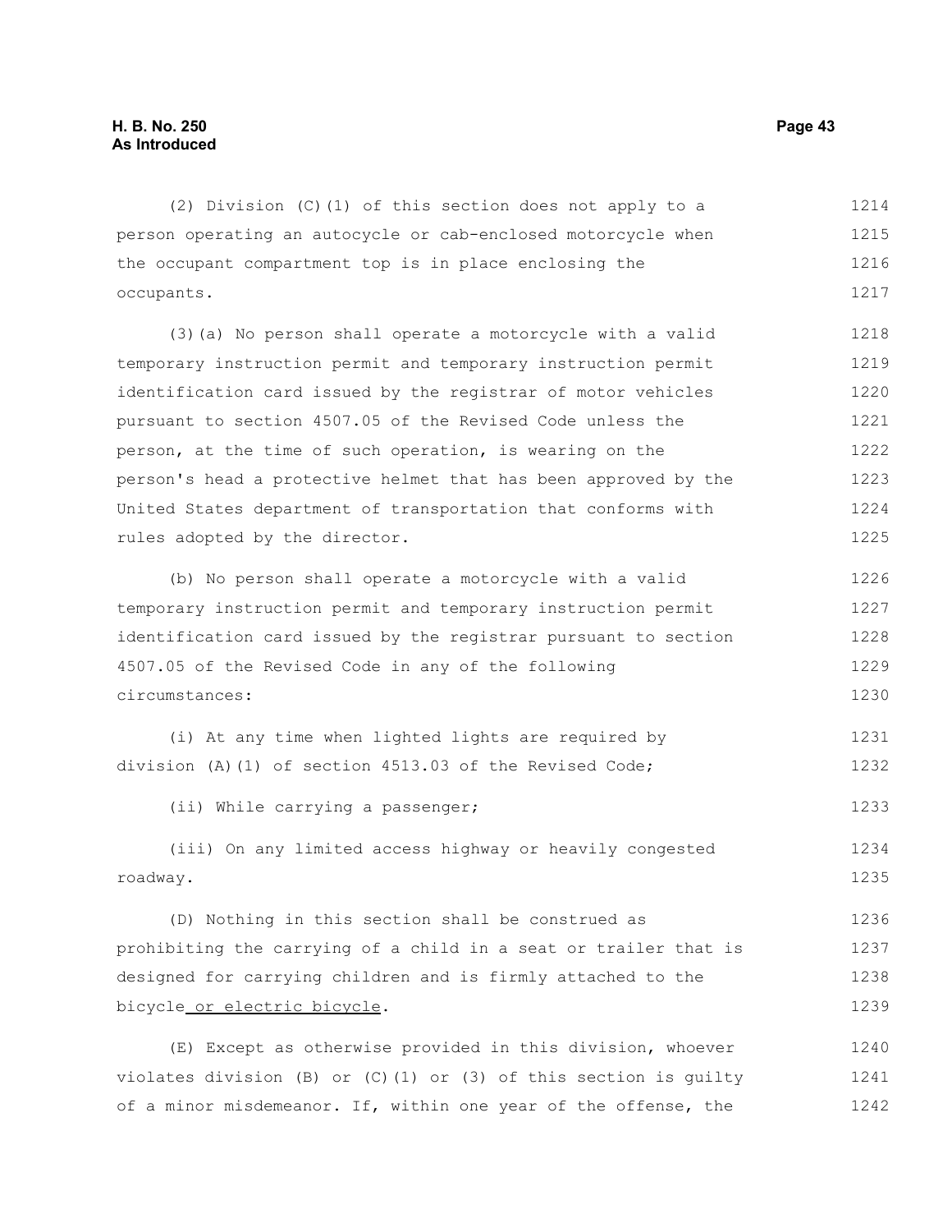(2) Division (C)(1) of this section does not apply to a person operating an autocycle or cab-enclosed motorcycle when the occupant compartment top is in place enclosing the occupants.

(3)(a) No person shall operate a motorcycle with a valid temporary instruction permit and temporary instruction permit identification card issued by the registrar of motor vehicles pursuant to section 4507.05 of the Revised Code unless the person, at the time of such operation, is wearing on the person's head a protective helmet that has been approved by the United States department of transportation that conforms with rules adopted by the director.

(b) No person shall operate a motorcycle with a valid temporary instruction permit and temporary instruction permit identification card issued by the registrar pursuant to section 4507.05 of the Revised Code in any of the following circumstances:

(i) At any time when lighted lights are required by division (A)(1) of section 4513.03 of the Revised Code;

(ii) While carrying a passenger;

(iii) On any limited access highway or heavily congested roadway.

(D) Nothing in this section shall be construed as prohibiting the carrying of a child in a seat or trailer that is designed for carrying children and is firmly attached to the bicycle or electric bicycle.

(E) Except as otherwise provided in this division, whoever violates division (B) or (C)(1) or (3) of this section is guilty of a minor misdemeanor. If, within one year of the offense, the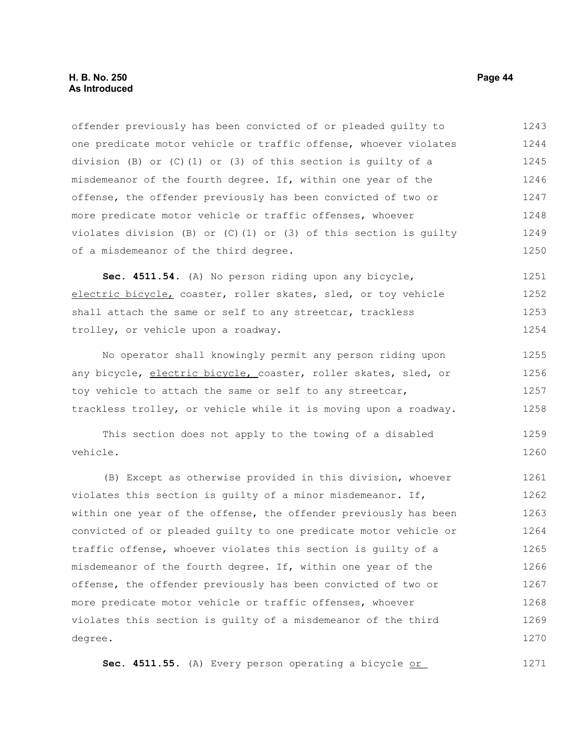offender previously has been convicted of or pleaded guilty to one predicate motor vehicle or traffic offense, whoever violates division (B) or (C)(1) or (3) of this section is guilty of a misdemeanor of the fourth degree. If, within one year of the offense, the offender previously has been convicted of two or more predicate motor vehicle or traffic offenses, whoever violates division (B) or (C)(1) or (3) of this section is guilty of a misdemeanor of the third degree.

**Sec. 4511.54.** (A) No person riding upon any bicycle, electric bicycle, coaster, roller skates, sled, or toy vehicle shall attach the same or self to any streetcar, trackless trolley, or vehicle upon a roadway.

No operator shall knowingly permit any person riding upon any bicycle, electric bicycle, coaster, roller skates, sled, or toy vehicle to attach the same or self to any streetcar, trackless trolley, or vehicle while it is moving upon a roadway.

This section does not apply to the towing of a disabled vehicle.

(B) Except as otherwise provided in this division, whoever violates this section is guilty of a minor misdemeanor. If, within one year of the offense, the offender previously has been convicted of or pleaded guilty to one predicate motor vehicle or traffic offense, whoever violates this section is guilty of a misdemeanor of the fourth degree. If, within one year of the offense, the offender previously has been convicted of two or more predicate motor vehicle or traffic offenses, whoever violates this section is guilty of a misdemeanor of the third degree.

**Sec. 4511.55.** (A) Every person operating a bicycle or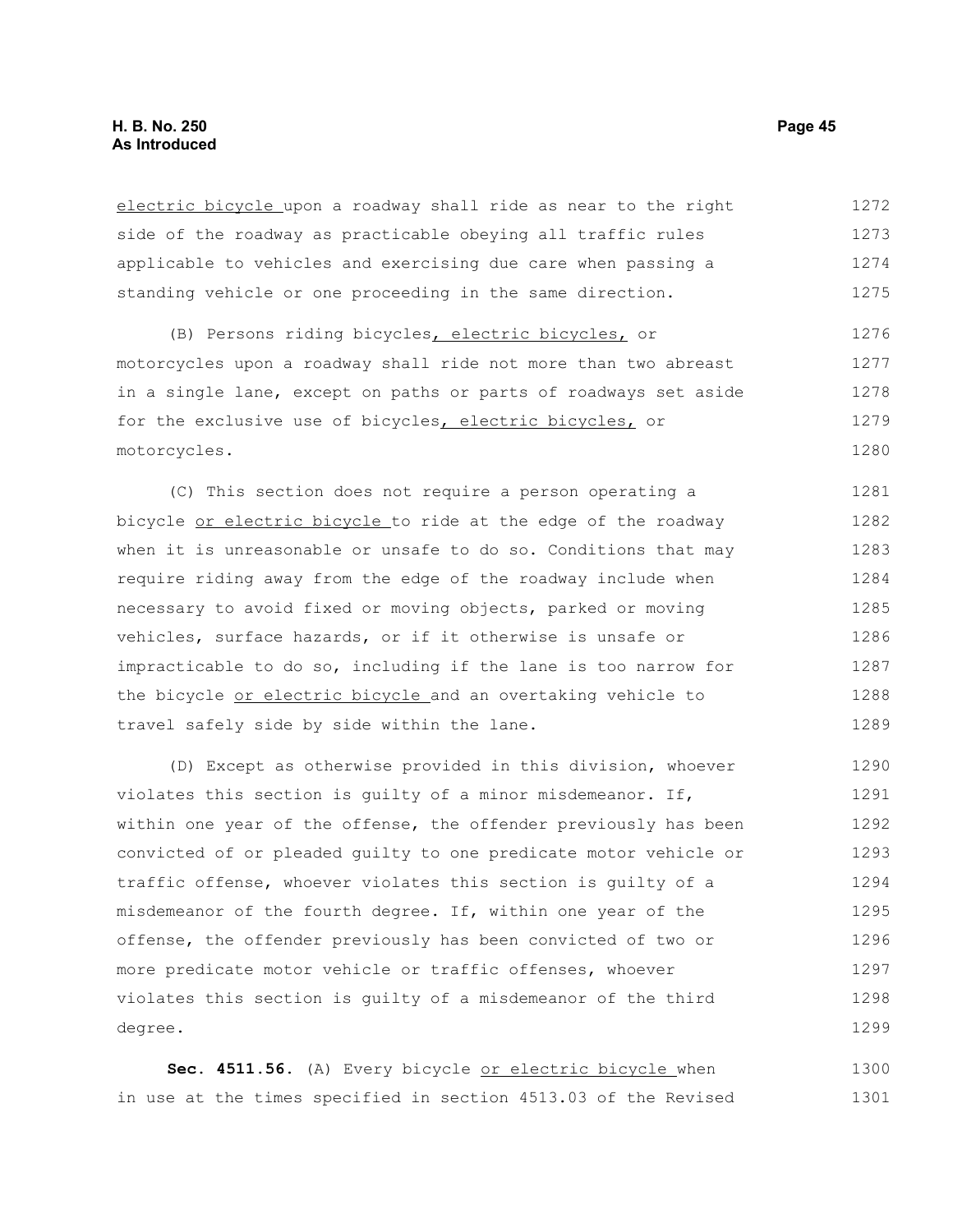electric bicycle upon a roadway shall ride as near to the right side of the roadway as practicable obeying all traffic rules applicable to vehicles and exercising due care when passing a standing vehicle or one proceeding in the same direction.

(B) Persons riding bicycles, electric bicycles, or motorcycles upon a roadway shall ride not more than two abreast in a single lane, except on paths or parts of roadways set aside for the exclusive use of bicycles, electric bicycles, or motorcycles.

(C) This section does not require a person operating a bicycle or electric bicycle to ride at the edge of the roadway when it is unreasonable or unsafe to do so. Conditions that may require riding away from the edge of the roadway include when necessary to avoid fixed or moving objects, parked or moving vehicles, surface hazards, or if it otherwise is unsafe or impracticable to do so, including if the lane is too narrow for the bicycle or electric bicycle and an overtaking vehicle to travel safely side by side within the lane.

(D) Except as otherwise provided in this division, whoever violates this section is guilty of a minor misdemeanor. If, within one year of the offense, the offender previously has been convicted of or pleaded guilty to one predicate motor vehicle or traffic offense, whoever violates this section is guilty of a misdemeanor of the fourth degree. If, within one year of the offense, the offender previously has been convicted of two or more predicate motor vehicle or traffic offenses, whoever violates this section is guilty of a misdemeanor of the third degree.

**Sec. 4511.56.** (A) Every bicycle or electric bicycle when in use at the times specified in section 4513.03 of the Revised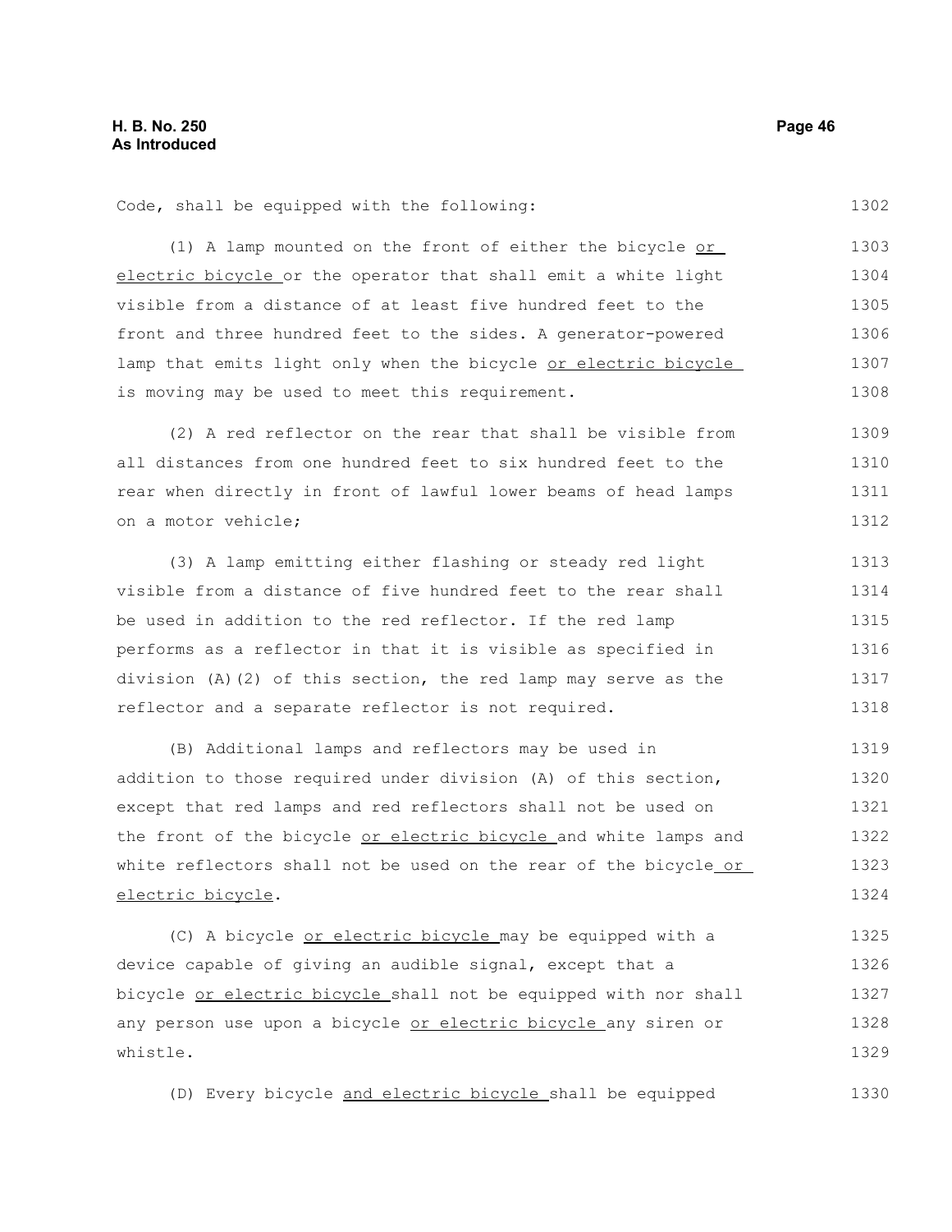Code, shall be equipped with the following:

(1) A lamp mounted on the front of either the bicycle or electric bicycle or the operator that shall emit a white light visible from a distance of at least five hundred feet to the front and three hundred feet to the sides. A generator-powered lamp that emits light only when the bicycle or electric bicycle is moving may be used to meet this requirement.

(2) A red reflector on the rear that shall be visible from all distances from one hundred feet to six hundred feet to the rear when directly in front of lawful lower beams of head lamps on a motor vehicle;

(3) A lamp emitting either flashing or steady red light visible from a distance of five hundred feet to the rear shall be used in addition to the red reflector. If the red lamp performs as a reflector in that it is visible as specified in division (A)(2) of this section, the red lamp may serve as the reflector and a separate reflector is not required.

(B) Additional lamps and reflectors may be used in addition to those required under division (A) of this section, except that red lamps and red reflectors shall not be used on the front of the bicycle or electric bicycle and white lamps and white reflectors shall not be used on the rear of the bicycle or electric bicycle.

(C) A bicycle or electric bicycle may be equipped with a device capable of giving an audible signal, except that a bicycle or electric bicycle shall not be equipped with nor shall any person use upon a bicycle or electric bicycle any siren or whistle.

(D) Every bicycle and electric bicycle shall be equipped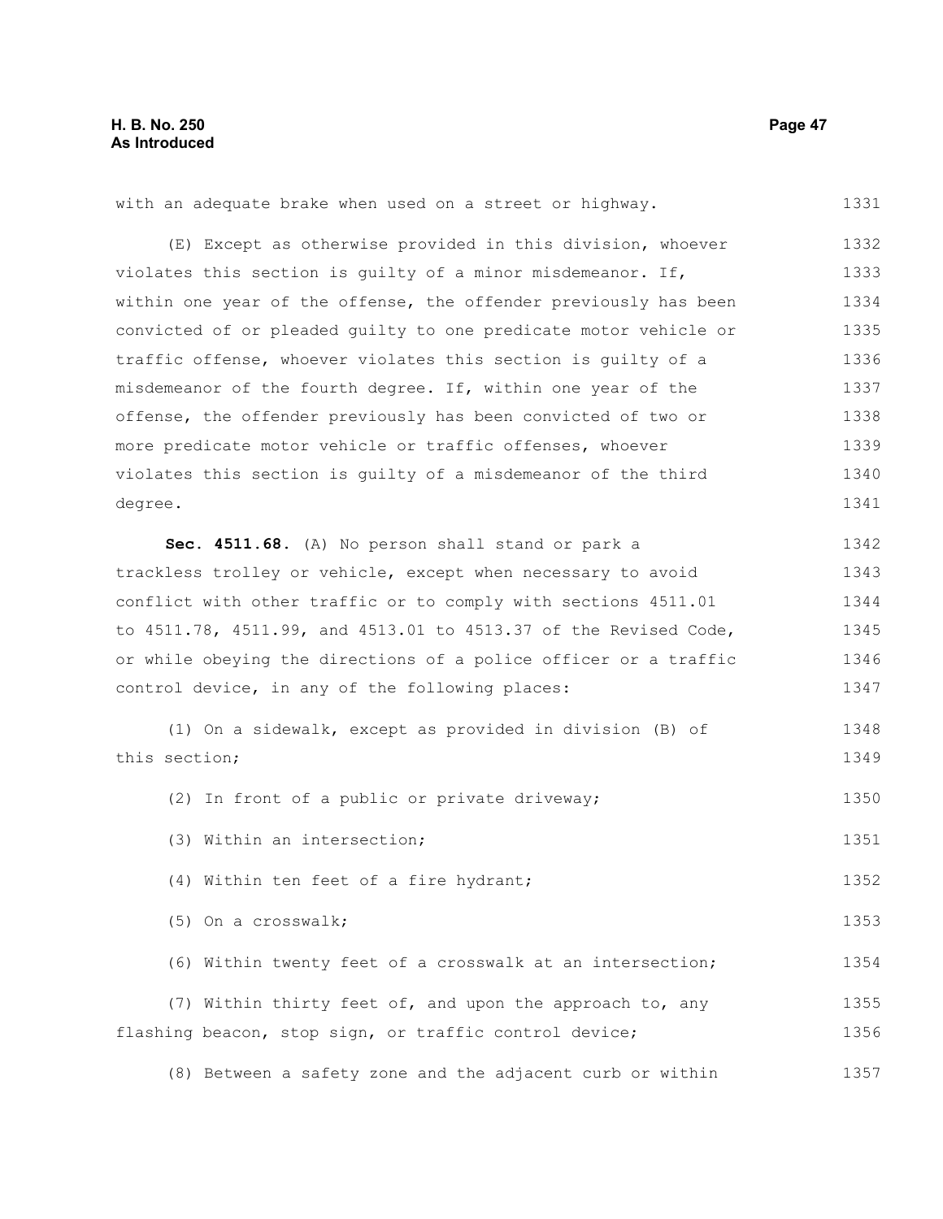with an adequate brake when used on a street or highway.

(E) Except as otherwise provided in this division, whoever violates this section is guilty of a minor misdemeanor. If, within one year of the offense, the offender previously has been convicted of or pleaded guilty to one predicate motor vehicle or traffic offense, whoever violates this section is guilty of a misdemeanor of the fourth degree. If, within one year of the offense, the offender previously has been convicted of two or more predicate motor vehicle or traffic offenses, whoever violates this section is guilty of a misdemeanor of the third degree.

**Sec. 4511.68.** (A) No person shall stand or park a trackless trolley or vehicle, except when necessary to avoid conflict with other traffic or to comply with sections 4511.01 to 4511.78, 4511.99, and 4513.01 to 4513.37 of the Revised Code, or while obeying the directions of a police officer or a traffic control device, in any of the following places:

(1) On a sidewalk, except as provided in division (B) of this section;

(2) In front of a public or private driveway;

(3) Within an intersection;

(4) Within ten feet of a fire hydrant;

(5) On a crosswalk;

(6) Within twenty feet of a crosswalk at an intersection;

(7) Within thirty feet of, and upon the approach to, any flashing beacon, stop sign, or traffic control device;

(8) Between a safety zone and the adjacent curb or within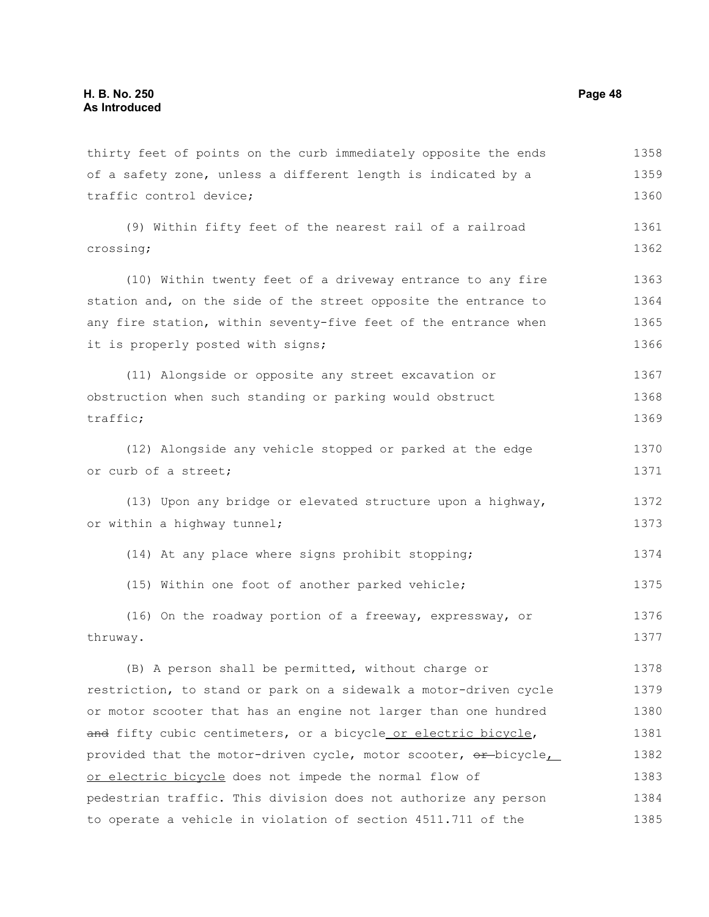thirty feet of points on the curb immediately opposite the ends of a safety zone, unless a different length is indicated by a traffic control device;

(9) Within fifty feet of the nearest rail of a railroad crossing;

(10) Within twenty feet of a driveway entrance to any fire station and, on the side of the street opposite the entrance to any fire station, within seventy-five feet of the entrance when it is properly posted with signs;

(11) Alongside or opposite any street excavation or obstruction when such standing or parking would obstruct traffic;

(12) Alongside any vehicle stopped or parked at the edge or curb of a street;

(13) Upon any bridge or elevated structure upon a highway, or within a highway tunnel;

(14) At any place where signs prohibit stopping;

(15) Within one foot of another parked vehicle;

(16) On the roadway portion of a freeway, expressway, or thruway.

(B) A person shall be permitted, without charge or restriction, to stand or park on a sidewalk a motor-driven cycle or motor scooter that has an engine not larger than one hundred ~~and~~ fifty cubic centimeters, or a bicycle or electric bicycle, provided that the motor-driven cycle, motor scooter, ~~or~~ bicycle, or electric bicycle does not impede the normal flow of pedestrian traffic. This division does not authorize any person to operate a vehicle in violation of section 4511.711 of the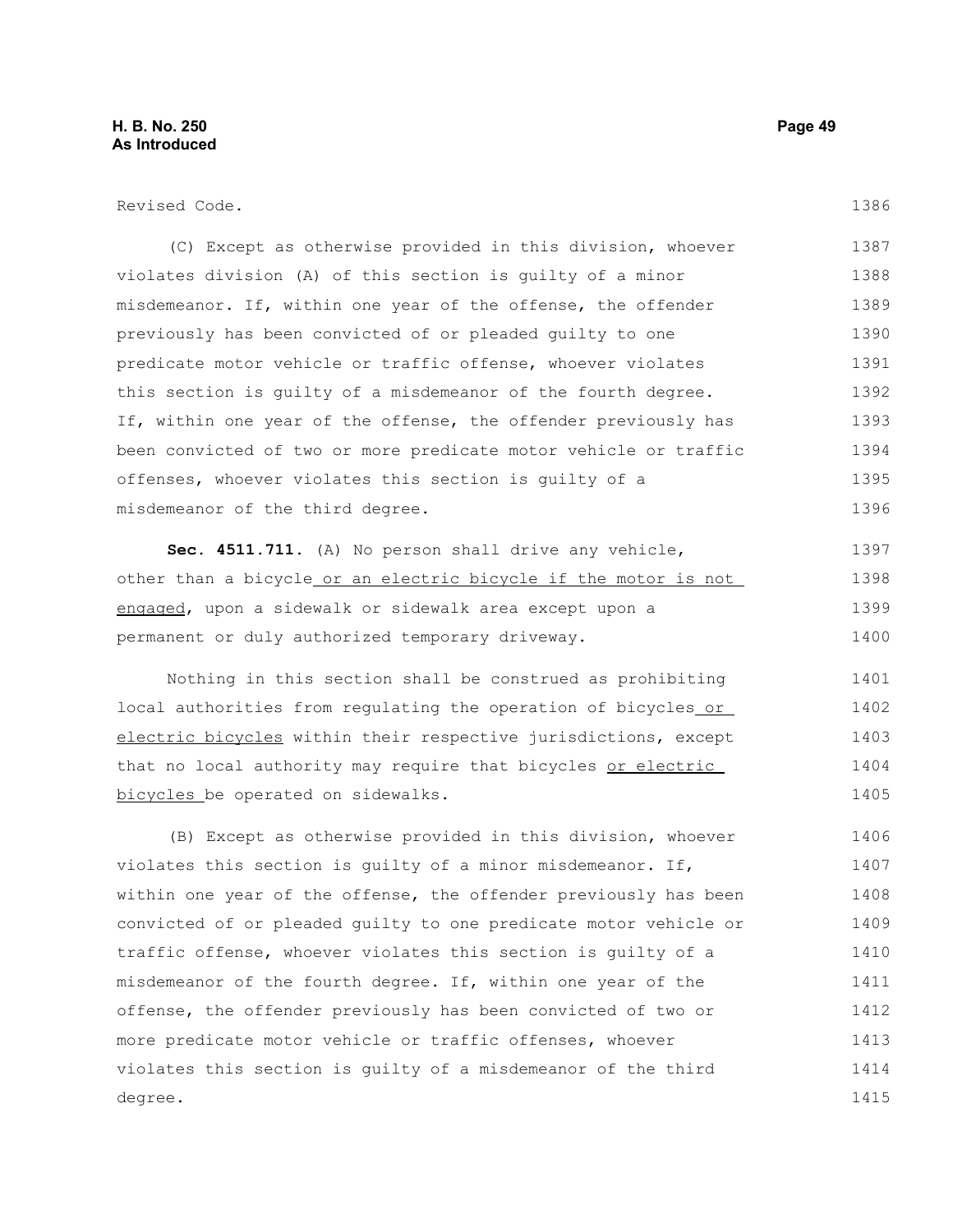Revised Code.

(C) Except as otherwise provided in this division, whoever violates division (A) of this section is guilty of a minor misdemeanor. If, within one year of the offense, the offender previously has been convicted of or pleaded guilty to one predicate motor vehicle or traffic offense, whoever violates this section is guilty of a misdemeanor of the fourth degree. If, within one year of the offense, the offender previously has been convicted of two or more predicate motor vehicle or traffic offenses, whoever violates this section is guilty of a misdemeanor of the third degree.

**Sec. 4511.711.** (A) No person shall drive any vehicle, other than a bicycle or an electric bicycle if the motor is not engaged, upon a sidewalk or sidewalk area except upon a permanent or duly authorized temporary driveway.

Nothing in this section shall be construed as prohibiting local authorities from regulating the operation of bicycles or electric bicycles within their respective jurisdictions, except that no local authority may require that bicycles or electric bicycles be operated on sidewalks.

(B) Except as otherwise provided in this division, whoever violates this section is guilty of a minor misdemeanor. If, within one year of the offense, the offender previously has been convicted of or pleaded guilty to one predicate motor vehicle or traffic offense, whoever violates this section is guilty of a misdemeanor of the fourth degree. If, within one year of the offense, the offender previously has been convicted of two or more predicate motor vehicle or traffic offenses, whoever violates this section is guilty of a misdemeanor of the third degree.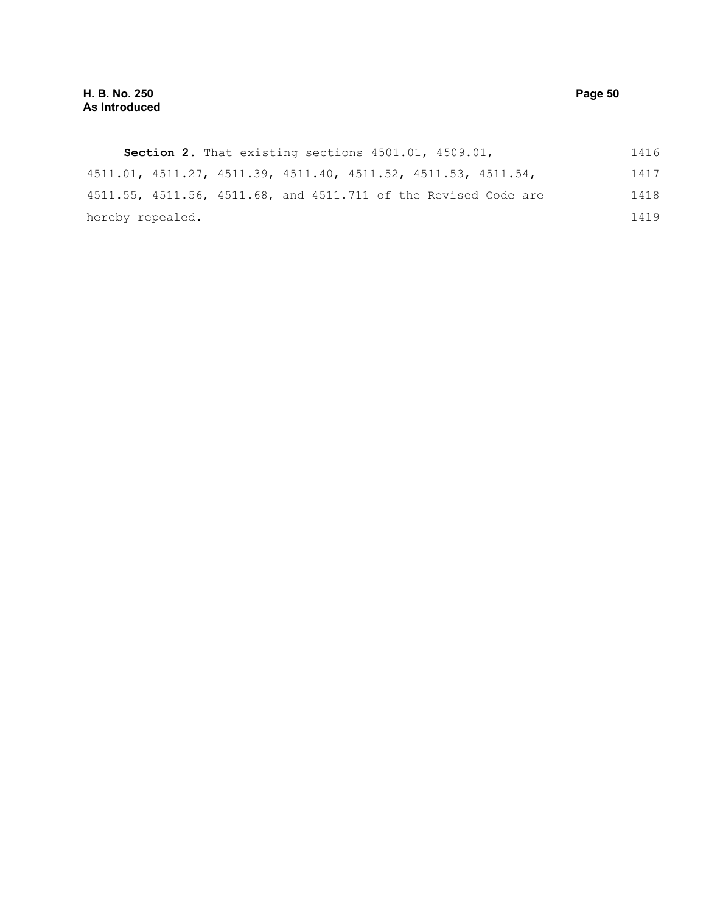**Section 2.** That existing sections 4501.01, 4509.01, 4511.01, 4511.27, 4511.39, 4511.40, 4511.52, 4511.53, 4511.54, 4511.55, 4511.56, 4511.68, and 4511.711 of the Revised Code are hereby repealed.